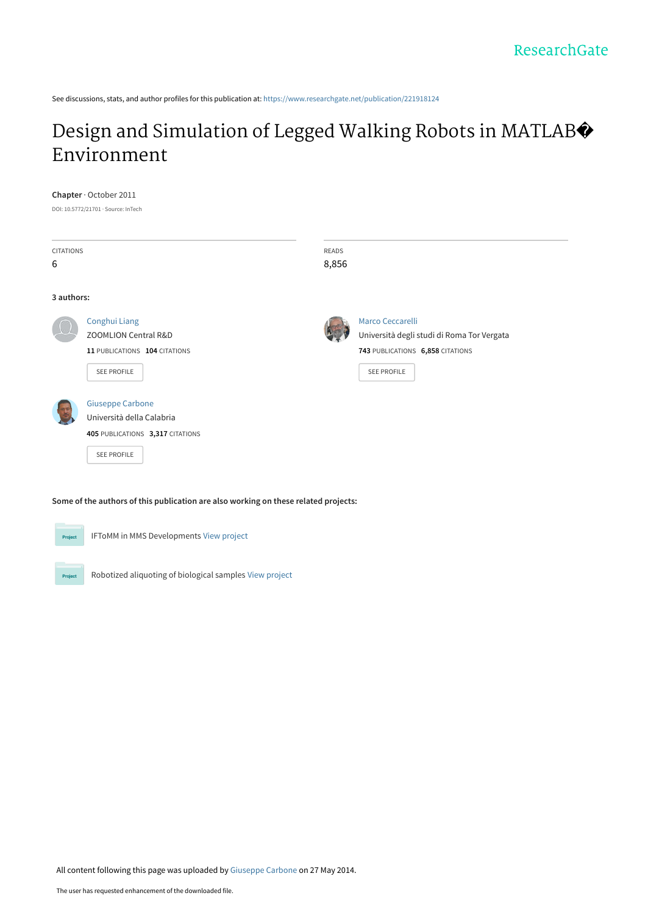ResearchGate

See discussions, stats, and author profiles for this publication at: https://www.researchgate.net/publication/221918124

# Design and Simulation of Legged Walking Robots in MATLAB� Environment

**Chapter** · October 2011

DOI: 10.5772/21701 · Source: InTech

CITATIONS
6

READS
8,856

**3 authors:**

Conghui Liang
ZOOMLION Central R&D
**11** PUBLICATIONS **104** CITATIONS
SEE PROFILE

Marco Ceccarelli
Università degli studi di Roma Tor Vergata
**743** PUBLICATIONS **6,858** CITATIONS
SEE PROFILE

Giuseppe Carbone
Università della Calabria
**405** PUBLICATIONS **3,317** CITATIONS
SEE PROFILE

**Some of the authors of this publication are also working on these related projects:**

Project: IFToMM in MMS Developments View project

Project: Robotized aliquoting of biological samples View project

All content following this page was uploaded by Giuseppe Carbone on 27 May 2014.

The user has requested enhancement of the downloaded file.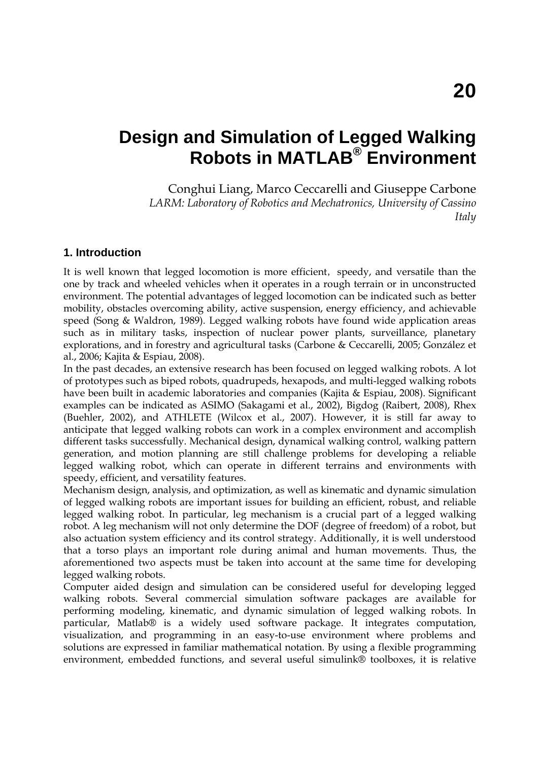# Design and Simulation of Legged Walking Robots in MATLAB® Environment

Conghui Liang, Marco Ceccarelli and Giuseppe Carbone
*LARM: Laboratory of Robotics and Mechatronics, University of Cassino Italy*

## 1. Introduction

It is well known that legged locomotion is more efficient, speedy, and versatile than the one by track and wheeled vehicles when it operates in a rough terrain or in unconstructed environment. The potential advantages of legged locomotion can be indicated such as better mobility, obstacles overcoming ability, active suspension, energy efficiency, and achievable speed (Song & Waldron, 1989). Legged walking robots have found wide application areas such as in military tasks, inspection of nuclear power plants, surveillance, planetary explorations, and in forestry and agricultural tasks (Carbone & Ceccarelli, 2005; González et al., 2006; Kajita & Espiau, 2008).

In the past decades, an extensive research has been focused on legged walking robots. A lot of prototypes such as biped robots, quadrupeds, hexapods, and multi-legged walking robots have been built in academic laboratories and companies (Kajita & Espiau, 2008). Significant examples can be indicated as ASIMO (Sakagami et al., 2002), Bigdog (Raibert, 2008), Rhex (Buehler, 2002), and ATHLETE (Wilcox et al., 2007). However, it is still far away to anticipate that legged walking robots can work in a complex environment and accomplish different tasks successfully. Mechanical design, dynamical walking control, walking pattern generation, and motion planning are still challenge problems for developing a reliable legged walking robot, which can operate in different terrains and environments with speedy, efficient, and versatility features.

Mechanism design, analysis, and optimization, as well as kinematic and dynamic simulation of legged walking robots are important issues for building an efficient, robust, and reliable legged walking robot. In particular, leg mechanism is a crucial part of a legged walking robot. A leg mechanism will not only determine the DOF (degree of freedom) of a robot, but also actuation system efficiency and its control strategy. Additionally, it is well understood that a torso plays an important role during animal and human movements. Thus, the aforementioned two aspects must be taken into account at the same time for developing legged walking robots.

Computer aided design and simulation can be considered useful for developing legged walking robots. Several commercial simulation software packages are available for performing modeling, kinematic, and dynamic simulation of legged walking robots. In particular, Matlab® is a widely used software package. It integrates computation, visualization, and programming in an easy-to-use environment where problems and solutions are expressed in familiar mathematical notation. By using a flexible programming environment, embedded functions, and several useful simulink® toolboxes, it is relative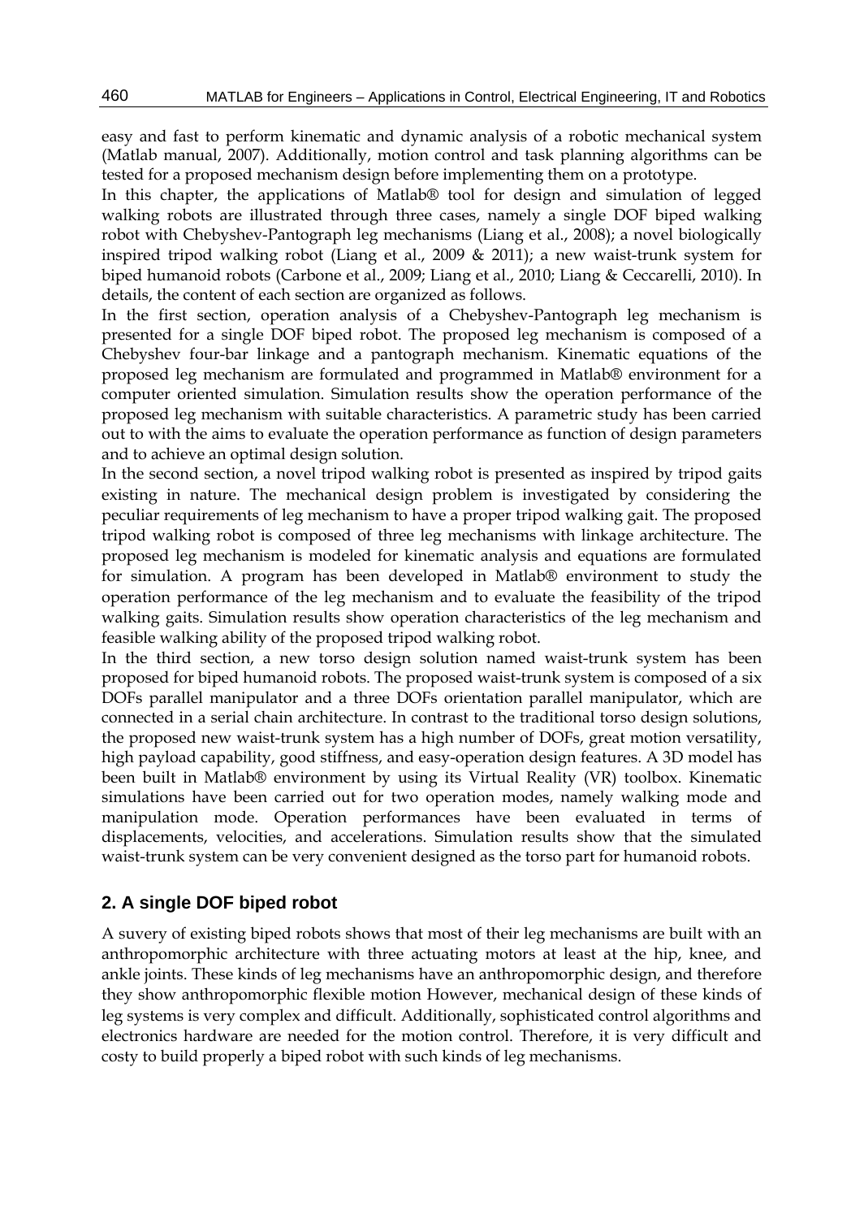easy and fast to perform kinematic and dynamic analysis of a robotic mechanical system (Matlab manual, 2007). Additionally, motion control and task planning algorithms can be tested for a proposed mechanism design before implementing them on a prototype.

In this chapter, the applications of Matlab® tool for design and simulation of legged walking robots are illustrated through three cases, namely a single DOF biped walking robot with Chebyshev-Pantograph leg mechanisms (Liang et al., 2008); a novel biologically inspired tripod walking robot (Liang et al., 2009 & 2011); a new waist-trunk system for biped humanoid robots (Carbone et al., 2009; Liang et al., 2010; Liang & Ceccarelli, 2010). In details, the content of each section are organized as follows.

In the first section, operation analysis of a Chebyshev-Pantograph leg mechanism is presented for a single DOF biped robot. The proposed leg mechanism is composed of a Chebyshev four-bar linkage and a pantograph mechanism. Kinematic equations of the proposed leg mechanism are formulated and programmed in Matlab® environment for a computer oriented simulation. Simulation results show the operation performance of the proposed leg mechanism with suitable characteristics. A parametric study has been carried out to with the aims to evaluate the operation performance as function of design parameters and to achieve an optimal design solution.

In the second section, a novel tripod walking robot is presented as inspired by tripod gaits existing in nature. The mechanical design problem is investigated by considering the peculiar requirements of leg mechanism to have a proper tripod walking gait. The proposed tripod walking robot is composed of three leg mechanisms with linkage architecture. The proposed leg mechanism is modeled for kinematic analysis and equations are formulated for simulation. A program has been developed in Matlab® environment to study the operation performance of the leg mechanism and to evaluate the feasibility of the tripod walking gaits. Simulation results show operation characteristics of the leg mechanism and feasible walking ability of the proposed tripod walking robot.

In the third section, a new torso design solution named waist-trunk system has been proposed for biped humanoid robots. The proposed waist-trunk system is composed of a six DOFs parallel manipulator and a three DOFs orientation parallel manipulator, which are connected in a serial chain architecture. In contrast to the traditional torso design solutions, the proposed new waist-trunk system has a high number of DOFs, great motion versatility, high payload capability, good stiffness, and easy-operation design features. A 3D model has been built in Matlab® environment by using its Virtual Reality (VR) toolbox. Kinematic simulations have been carried out for two operation modes, namely walking mode and manipulation mode. Operation performances have been evaluated in terms of displacements, velocities, and accelerations. Simulation results show that the simulated waist-trunk system can be very convenient designed as the torso part for humanoid robots.

## 2. A single DOF biped robot

A suvery of existing biped robots shows that most of their leg mechanisms are built with an anthropomorphic architecture with three actuating motors at least at the hip, knee, and ankle joints. These kinds of leg mechanisms have an anthropomorphic design, and therefore they show anthropomorphic flexible motion However, mechanical design of these kinds of leg systems is very complex and difficult. Additionally, sophisticated control algorithms and electronics hardware are needed for the motion control. Therefore, it is very difficult and costy to build properly a biped robot with such kinds of leg mechanisms.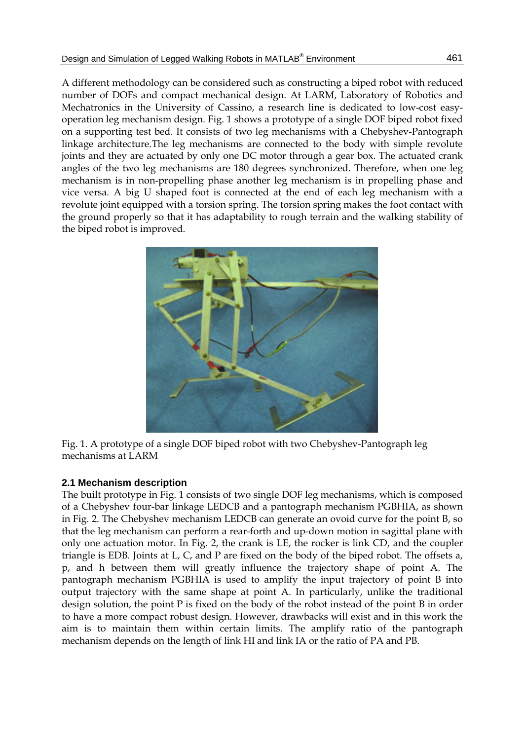A different methodology can be considered such as constructing a biped robot with reduced number of DOFs and compact mechanical design. At LARM, Laboratory of Robotics and Mechatronics in the University of Cassino, a research line is dedicated to low-cost easy-operation leg mechanism design. Fig. 1 shows a prototype of a single DOF biped robot fixed on a supporting test bed. It consists of two leg mechanisms with a Chebyshev-Pantograph linkage architecture.The leg mechanisms are connected to the body with simple revolute joints and they are actuated by only one DC motor through a gear box. The actuated crank angles of the two leg mechanisms are 180 degrees synchronized. Therefore, when one leg mechanism is in non-propelling phase another leg mechanism is in propelling phase and vice versa. A big U shaped foot is connected at the end of each leg mechanism with a revolute joint equipped with a torsion spring. The torsion spring makes the foot contact with the ground properly so that it has adaptability to rough terrain and the walking stability of the biped robot is improved.

Fig. 1. A prototype of a single DOF biped robot with two Chebyshev-Pantograph leg mechanisms at LARM

### 2.1 Mechanism description

The built prototype in Fig. 1 consists of two single DOF leg mechanisms, which is composed of a Chebyshev four-bar linkage LEDCB and a pantograph mechanism PGBHIA, as shown in Fig. 2. The Chebyshev mechanism LEDCB can generate an ovoid curve for the point B, so that the leg mechanism can perform a rear-forth and up-down motion in sagittal plane with only one actuation motor. In Fig. 2, the crank is LE, the rocker is link CD, and the coupler triangle is EDB. Joints at L, C, and P are fixed on the body of the biped robot. The offsets a, p, and h between them will greatly influence the trajectory shape of point A. The pantograph mechanism PGBHIA is used to amplify the input trajectory of point B into output trajectory with the same shape at point A. In particularly, unlike the traditional design solution, the point P is fixed on the body of the robot instead of the point B in order to have a more compact robust design. However, drawbacks will exist and in this work the aim is to maintain them within certain limits. The amplify ratio of the pantograph mechanism depends on the length of link HI and link IA or the ratio of PA and PB.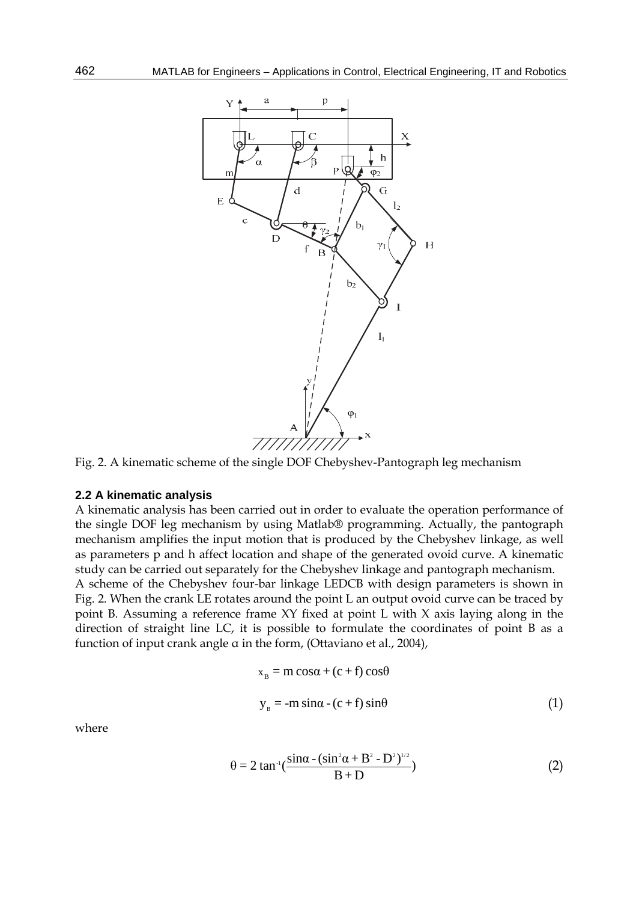Fig. 2. A kinematic scheme of the single DOF Chebyshev-Pantograph leg mechanism

### 2.2 A kinematic analysis

A kinematic analysis has been carried out in order to evaluate the operation performance of the single DOF leg mechanism by using Matlab® programming. Actually, the pantograph mechanism amplifies the input motion that is produced by the Chebyshev linkage, as well as parameters p and h affect location and shape of the generated ovoid curve. A kinematic study can be carried out separately for the Chebyshev linkage and pantograph mechanism.

A scheme of the Chebyshev four-bar linkage LEDCB with design parameters is shown in Fig. 2. When the crank LE rotates around the point L an output ovoid curve can be traced by point B. Assuming a reference frame XY fixed at point L with X axis laying along in the direction of straight line LC, it is possible to formulate the coordinates of point B as a function of input crank angle α in the form, (Ottaviano et al., 2004),

$$x_B = m\cos\alpha + (c+f)\cos\theta$$

$$y_B = -m\sin\alpha - (c+f)\sin\theta \tag{1}$$

where

$$\theta = 2\tan^{-1}\left(\frac{\sin\alpha - (\sin^2\alpha + B^2 - D^2)^{1/2}}{B+D}\right) \tag{2}$$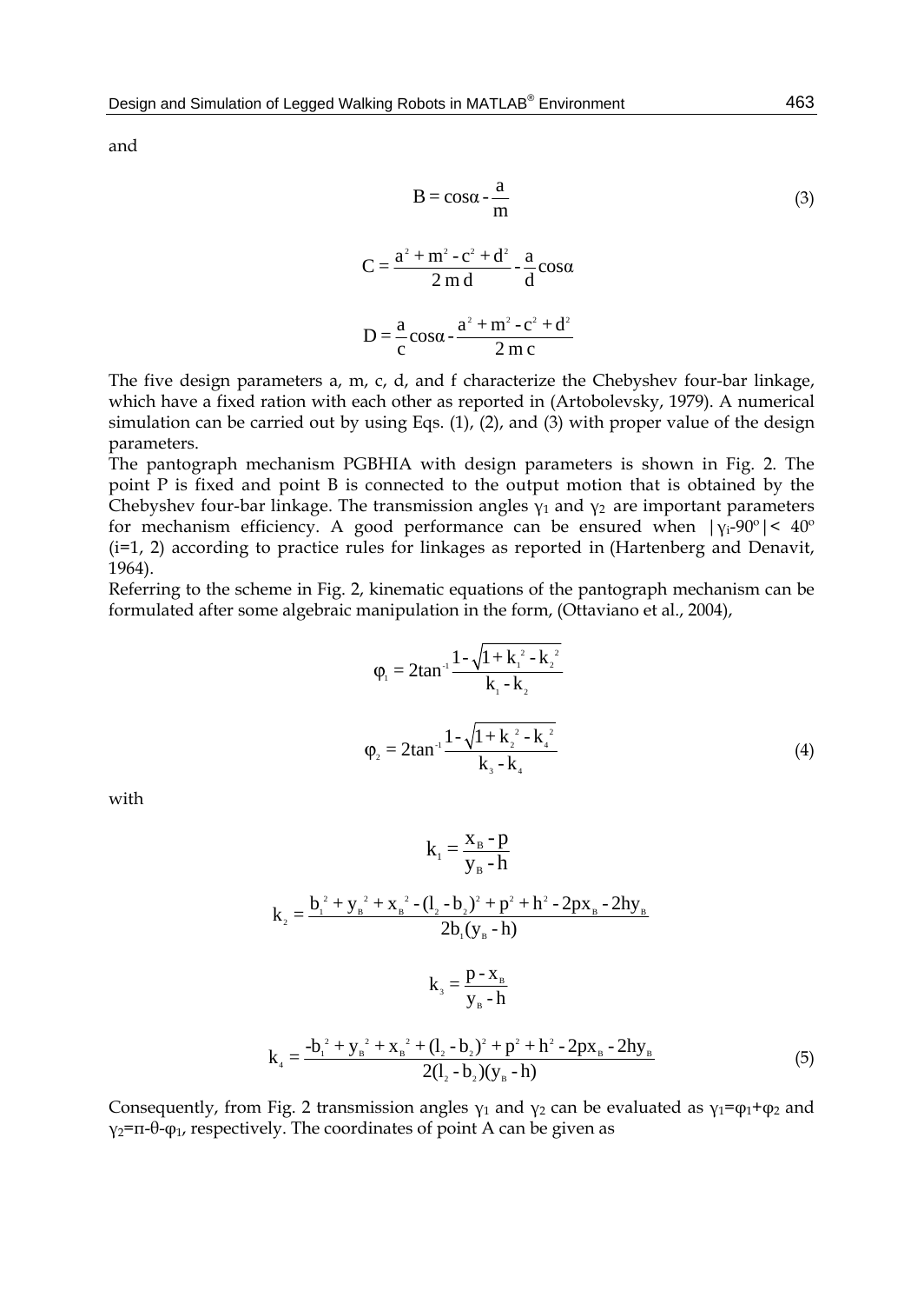and

$$B = \cos\alpha - \frac{a}{m} \tag{3}$$

$$C = \frac{a^2 + m^2 - c^2 + d^2}{2\,m\,d} - \frac{a}{d}\cos\alpha$$

$$D = \frac{a}{c}\cos\alpha - \frac{a^2 + m^2 - c^2 + d^2}{2\,m\,c}$$

The five design parameters a, m, c, d, and f characterize the Chebyshev four-bar linkage, which have a fixed ration with each other as reported in (Artobolevsky, 1979). A numerical simulation can be carried out by using Eqs. (1), (2), and (3) with proper value of the design parameters.

The pantograph mechanism PGBHIA with design parameters is shown in Fig. 2. The point P is fixed and point B is connected to the output motion that is obtained by the Chebyshev four-bar linkage. The transmission angles $\gamma_1$ and $\gamma_2$ are important parameters for mechanism efficiency. A good performance can be ensured when $|\gamma_i - 90^{o}| < 40^{o}$ (i=1, 2) according to practice rules for linkages as reported in (Hartenberg and Denavit, 1964).

Referring to the scheme in Fig. 2, kinematic equations of the pantograph mechanism can be formulated after some algebraic manipulation in the form, (Ottaviano et al., 2004),

$$\varphi_1 = 2\tan^{-1}\frac{1 - \sqrt{1 + k_1^{\,2} - k_2^{\,2}}}{k_1 - k_2}$$

$$\varphi_2 = 2\tan^{-1}\frac{1 - \sqrt{1 + k_2^{\,2} - k_4^{\,2}}}{k_3 - k_4} \tag{4}$$

with

$$k_1 = \frac{x_B - p}{y_B - h}$$

$$k_2 = \frac{b_1^{\,2} + y_B^{\,2} + x_B^{\,2} - (l_2 - b_2)^2 + p^2 + h^2 - 2px_B - 2hy_B}{2b_1(y_B - h)}$$

$$k_3 = \frac{p - x_B}{y_B - h}$$

$$k_4 = \frac{-b_1^{\,2} + y_B^{\,2} + x_B^{\,2} + (l_2 - b_2)^2 + p^2 + h^2 - 2px_B - 2hy_B}{2(l_2 - b_2)(y_B - h)} \tag{5}$$

Consequently, from Fig. 2 transmission angles $\gamma_1$ and $\gamma_2$ can be evaluated as $\gamma_1 = \varphi_1 + \varphi_2$ and $\gamma_2 = \pi - \theta - \varphi_1$, respectively. The coordinates of point A can be given as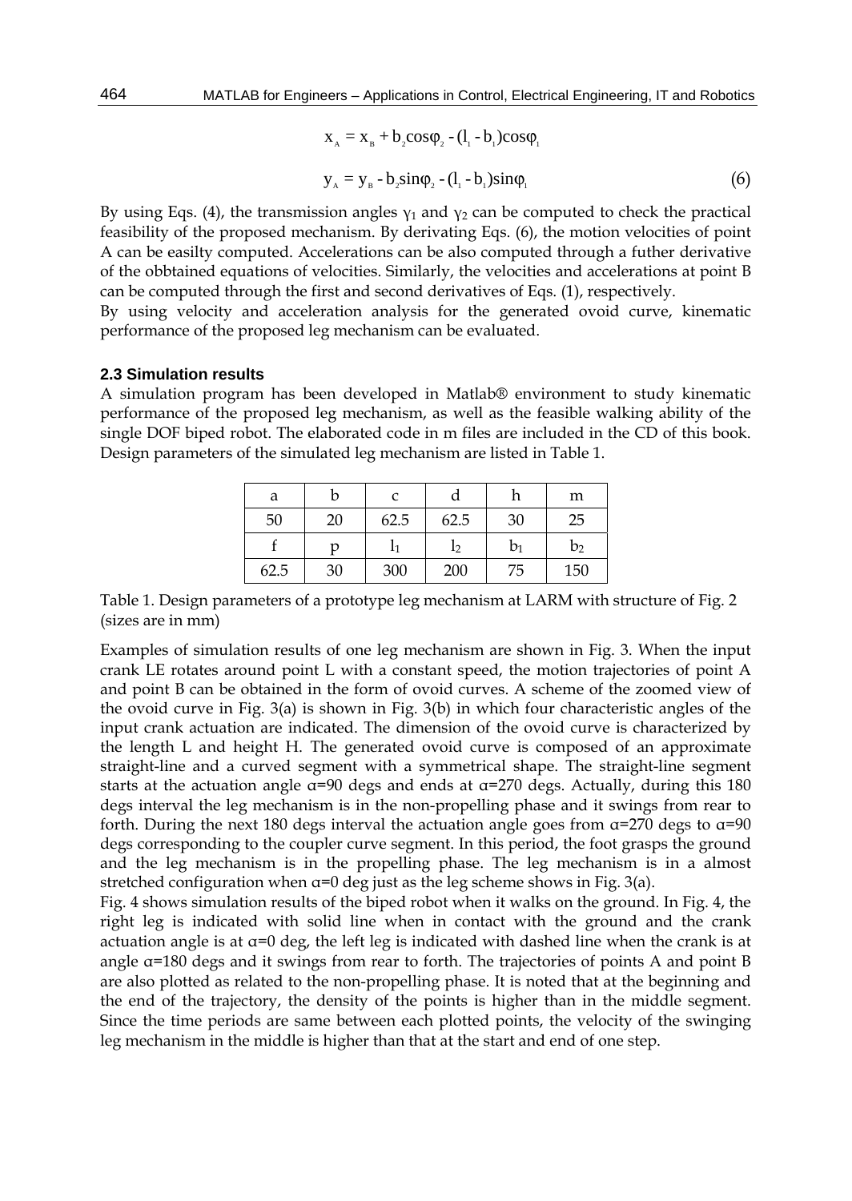$$x_A = x_B + b_2 \cos\varphi_2 - (l_1 - b_1)\cos\varphi_1$$

$$y_A = y_B - b_2 \sin\varphi_2 - (l_1 - b_1)\sin\varphi_1 \tag{6}$$

By using Eqs. (4), the transmission angles $\gamma_1$ and $\gamma_2$ can be computed to check the practical feasibility of the proposed mechanism. By derivating Eqs. (6), the motion velocities of point A can be easilty computed. Accelerations can be also computed through a futher derivative of the obbtained equations of velocities. Similarly, the velocities and accelerations at point B can be computed through the first and second derivatives of Eqs. (1), respectively.

By using velocity and acceleration analysis for the generated ovoid curve, kinematic performance of the proposed leg mechanism can be evaluated.

### 2.3 Simulation results

A simulation program has been developed in Matlab® environment to study kinematic performance of the proposed leg mechanism, as well as the feasible walking ability of the single DOF biped robot. The elaborated code in m files are included in the CD of this book. Design parameters of the simulated leg mechanism are listed in Table 1.

| a | b | c | d | h | m |
|---|---|---|---|---|---|
| 50 | 20 | 62.5 | 62.5 | 30 | 25 |
| f | p | $l_1$ | $l_2$ | $b_1$ | $b_2$ |
| 62.5 | 30 | 300 | 200 | 75 | 150 |

Table 1. Design parameters of a prototype leg mechanism at LARM with structure of Fig. 2 (sizes are in mm)

Examples of simulation results of one leg mechanism are shown in Fig. 3. When the input crank LE rotates around point L with a constant speed, the motion trajectories of point A and point B can be obtained in the form of ovoid curves. A scheme of the zoomed view of the ovoid curve in Fig. 3(a) is shown in Fig. 3(b) in which four characteristic angles of the input crank actuation are indicated. The dimension of the ovoid curve is characterized by the length L and height H. The generated ovoid curve is composed of an approximate straight-line and a curved segment with a symmetrical shape. The straight-line segment starts at the actuation angle α=90 degs and ends at α=270 degs. Actually, during this 180 degs interval the leg mechanism is in the non-propelling phase and it swings from rear to forth. During the next 180 degs interval the actuation angle goes from α=270 degs to α=90 degs corresponding to the coupler curve segment. In this period, the foot grasps the ground and the leg mechanism is in the propelling phase. The leg mechanism is in a almost stretched configuration when α=0 deg just as the leg scheme shows in Fig. 3(a).

Fig. 4 shows simulation results of the biped robot when it walks on the ground. In Fig. 4, the right leg is indicated with solid line when in contact with the ground and the crank actuation angle is at α=0 deg, the left leg is indicated with dashed line when the crank is at angle α=180 degs and it swings from rear to forth. The trajectories of points A and point B are also plotted as related to the non-propelling phase. It is noted that at the beginning and the end of the trajectory, the density of the points is higher than in the middle segment. Since the time periods are same between each plotted points, the velocity of the swinging leg mechanism in the middle is higher than that at the start and end of one step.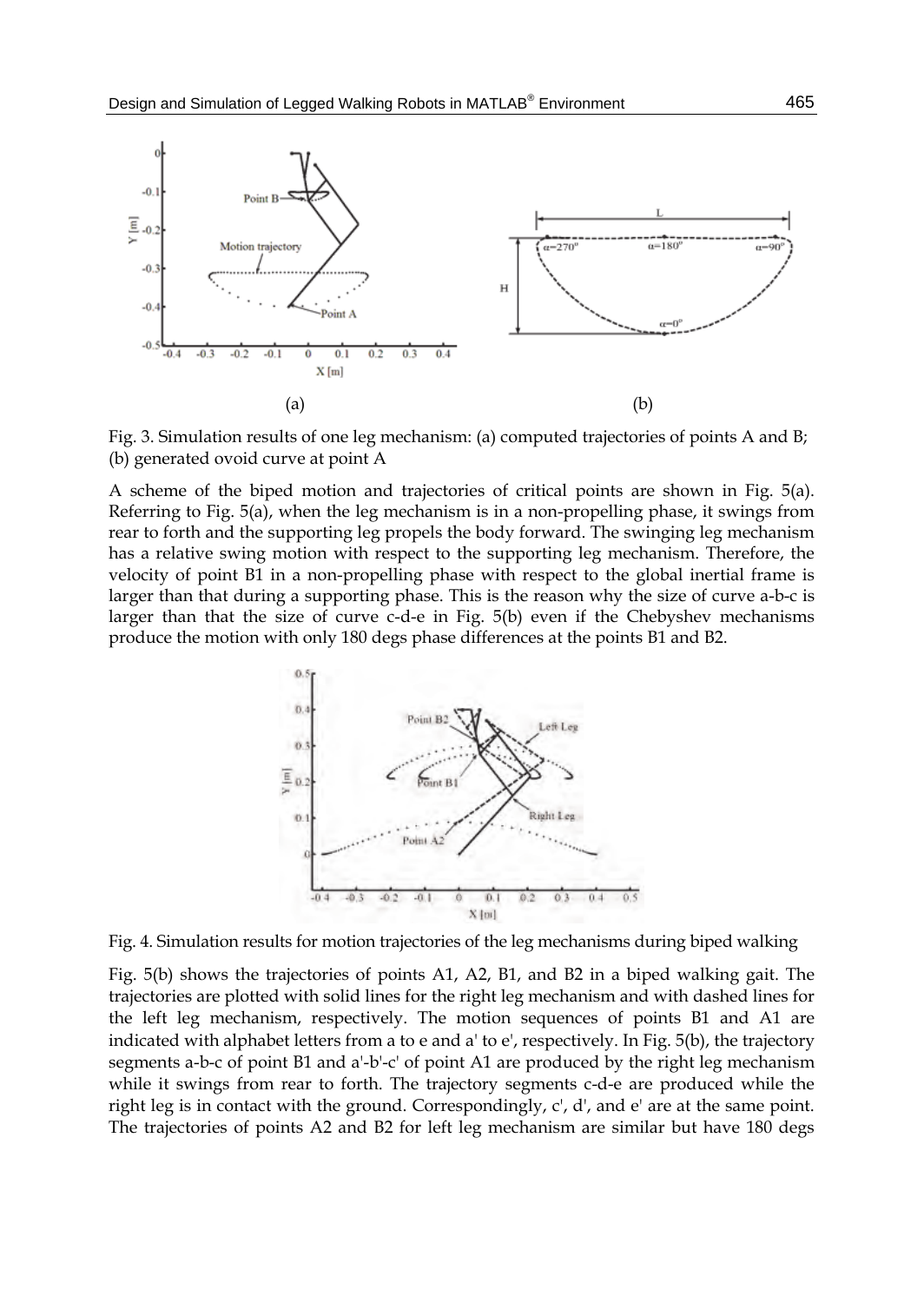Fig. 3. Simulation results of one leg mechanism: (a) computed trajectories of points A and B; (b) generated ovoid curve at point A

A scheme of the biped motion and trajectories of critical points are shown in Fig. 5(a). Referring to Fig. 5(a), when the leg mechanism is in a non-propelling phase, it swings from rear to forth and the supporting leg propels the body forward. The swinging leg mechanism has a relative swing motion with respect to the supporting leg mechanism. Therefore, the velocity of point B1 in a non-propelling phase with respect to the global inertial frame is larger than that during a supporting phase. This is the reason why the size of curve a-b-c is larger than that the size of curve c-d-e in Fig. 5(b) even if the Chebyshev mechanisms produce the motion with only 180 degs phase differences at the points B1 and B2.

Fig. 4. Simulation results for motion trajectories of the leg mechanisms during biped walking

Fig. 5(b) shows the trajectories of points A1, A2, B1, and B2 in a biped walking gait. The trajectories are plotted with solid lines for the right leg mechanism and with dashed lines for the left leg mechanism, respectively. The motion sequences of points B1 and A1 are indicated with alphabet letters from a to e and a' to e', respectively. In Fig. 5(b), the trajectory segments a-b-c of point B1 and a'-b'-c' of point A1 are produced by the right leg mechanism while it swings from rear to forth. The trajectory segments c-d-e are produced while the right leg is in contact with the ground. Correspondingly, c', d', and e' are at the same point. The trajectories of points A2 and B2 for left leg mechanism are similar but have 180 degs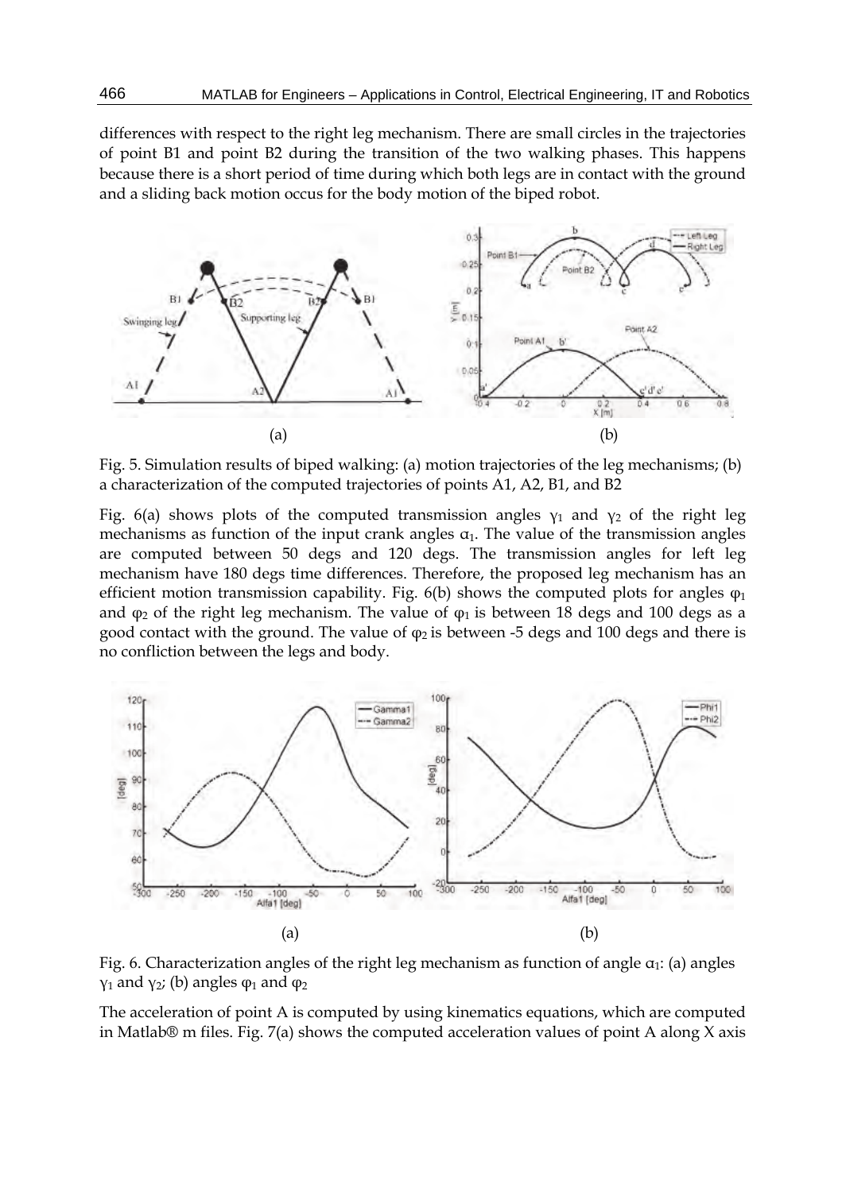differences with respect to the right leg mechanism. There are small circles in the trajectories of point B1 and point B2 during the transition of the two walking phases. This happens because there is a short period of time during which both legs are in contact with the ground and a sliding back motion occus for the body motion of the biped robot.

(a) (b)

Fig. 5. Simulation results of biped walking: (a) motion trajectories of the leg mechanisms; (b) a characterization of the computed trajectories of points A1, A2, B1, and B2

Fig. 6(a) shows plots of the computed transmission angles $\gamma_1$ and $\gamma_2$ of the right leg mechanisms as function of the input crank angles $\alpha_1$. The value of the transmission angles are computed between 50 degs and 120 degs. The transmission angles for left leg mechanism have 180 degs time differences. Therefore, the proposed leg mechanism has an efficient motion transmission capability. Fig. 6(b) shows the computed plots for angles $\varphi_1$ and $\varphi_2$ of the right leg mechanism. The value of $\varphi_1$ is between 18 degs and 100 degs as a good contact with the ground. The value of $\varphi_2$ is between -5 degs and 100 degs and there is no confliction between the legs and body.

(a) (b)

Fig. 6. Characterization angles of the right leg mechanism as function of angle $\alpha_1$: (a) angles $\gamma_1$ and $\gamma_2$; (b) angles $\varphi_1$ and $\varphi_2$

The acceleration of point A is computed by using kinematics equations, which are computed in Matlab® m files. Fig. 7(a) shows the computed acceleration values of point A along X axis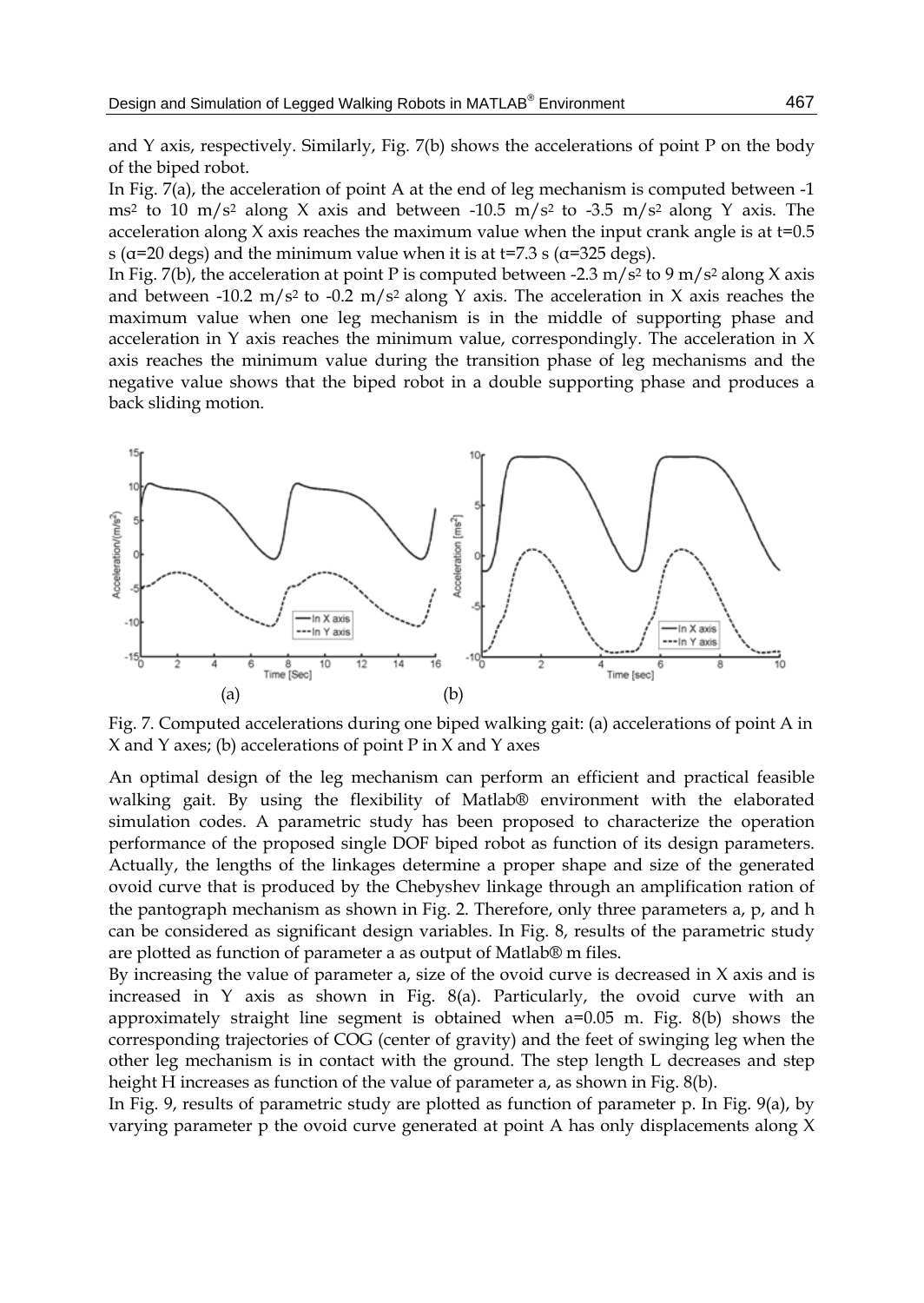and Y axis, respectively. Similarly, Fig. 7(b) shows the accelerations of point P on the body of the biped robot.

In Fig. 7(a), the acceleration of point A at the end of leg mechanism is computed between -1 $ms^2$ to 10 $m/s^2$ along X axis and between -10.5 $m/s^2$ to -3.5 $m/s^2$ along Y axis. The acceleration along X axis reaches the maximum value when the input crank angle is at t=0.5 s (α=20 degs) and the minimum value when it is at t=7.3 s (α=325 degs).

In Fig. 7(b), the acceleration at point P is computed between -2.3 $m/s^2$ to 9 $m/s^2$ along X axis and between -10.2 $m/s^2$ to -0.2 $m/s^2$ along Y axis. The acceleration in X axis reaches the maximum value when one leg mechanism is in the middle of supporting phase and acceleration in Y axis reaches the minimum value, correspondingly. The acceleration in X axis reaches the minimum value during the transition phase of leg mechanisms and the negative value shows that the biped robot in a double supporting phase and produces a back sliding motion.

Fig. 7. Computed accelerations during one biped walking gait: (a) accelerations of point A in X and Y axes; (b) accelerations of point P in X and Y axes

An optimal design of the leg mechanism can perform an efficient and practical feasible walking gait. By using the flexibility of Matlab® environment with the elaborated simulation codes. A parametric study has been proposed to characterize the operation performance of the proposed single DOF biped robot as function of its design parameters. Actually, the lengths of the linkages determine a proper shape and size of the generated ovoid curve that is produced by the Chebyshev linkage through an amplification ration of the pantograph mechanism as shown in Fig. 2. Therefore, only three parameters a, p, and h can be considered as significant design variables. In Fig. 8, results of the parametric study are plotted as function of parameter a as output of Matlab® m files.

By increasing the value of parameter a, size of the ovoid curve is decreased in X axis and is increased in Y axis as shown in Fig. 8(a). Particularly, the ovoid curve with an approximately straight line segment is obtained when a=0.05 m. Fig. 8(b) shows the corresponding trajectories of COG (center of gravity) and the feet of swinging leg when the other leg mechanism is in contact with the ground. The step length L decreases and step height H increases as function of the value of parameter a, as shown in Fig. 8(b).

In Fig. 9, results of parametric study are plotted as function of parameter p. In Fig. 9(a), by varying parameter p the ovoid curve generated at point A has only displacements along X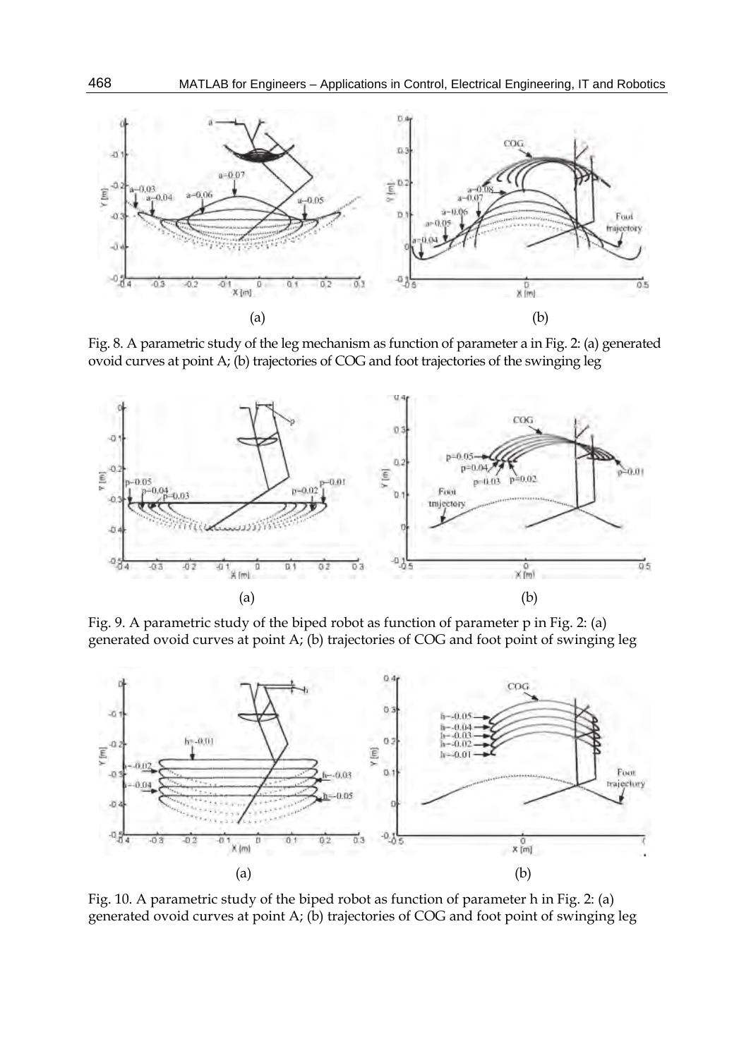(a)

(b)

Fig. 8. A parametric study of the leg mechanism as function of parameter a in Fig. 2: (a) generated ovoid curves at point A; (b) trajectories of COG and foot trajectories of the swinging leg

(a)

(b)

Fig. 9. A parametric study of the biped robot as function of parameter p in Fig. 2: (a) generated ovoid curves at point A; (b) trajectories of COG and foot point of swinging leg

(a)

(b)

Fig. 10. A parametric study of the biped robot as function of parameter h in Fig. 2: (a) generated ovoid curves at point A; (b) trajectories of COG and foot point of swinging leg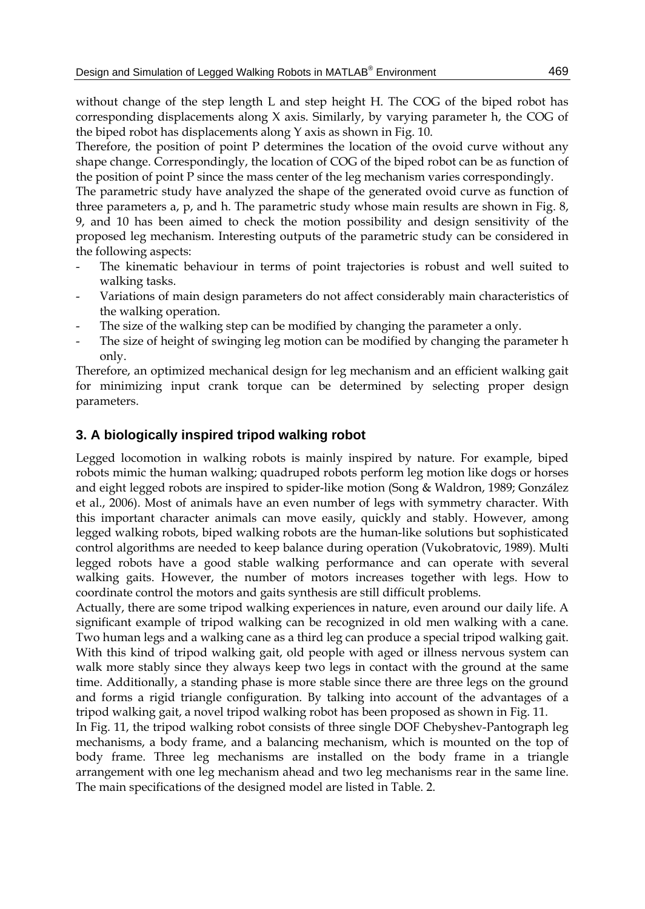without change of the step length L and step height H. The COG of the biped robot has corresponding displacements along X axis. Similarly, by varying parameter h, the COG of the biped robot has displacements along Y axis as shown in Fig. 10.

Therefore, the position of point P determines the location of the ovoid curve without any shape change. Correspondingly, the location of COG of the biped robot can be as function of the position of point P since the mass center of the leg mechanism varies correspondingly.

The parametric study have analyzed the shape of the generated ovoid curve as function of three parameters a, p, and h. The parametric study whose main results are shown in Fig. 8, 9, and 10 has been aimed to check the motion possibility and design sensitivity of the proposed leg mechanism. Interesting outputs of the parametric study can be considered in the following aspects:

- The kinematic behaviour in terms of point trajectories is robust and well suited to walking tasks.
- Variations of main design parameters do not affect considerably main characteristics of the walking operation.
- The size of the walking step can be modified by changing the parameter a only.
- The size of height of swinging leg motion can be modified by changing the parameter h only.

Therefore, an optimized mechanical design for leg mechanism and an efficient walking gait for minimizing input crank torque can be determined by selecting proper design parameters.

## 3. A biologically inspired tripod walking robot

Legged locomotion in walking robots is mainly inspired by nature. For example, biped robots mimic the human walking; quadruped robots perform leg motion like dogs or horses and eight legged robots are inspired to spider-like motion (Song & Waldron, 1989; González et al., 2006). Most of animals have an even number of legs with symmetry character. With this important character animals can move easily, quickly and stably. However, among legged walking robots, biped walking robots are the human-like solutions but sophisticated control algorithms are needed to keep balance during operation (Vukobratovic, 1989). Multi legged robots have a good stable walking performance and can operate with several walking gaits. However, the number of motors increases together with legs. How to coordinate control the motors and gaits synthesis are still difficult problems.

Actually, there are some tripod walking experiences in nature, even around our daily life. A significant example of tripod walking can be recognized in old men walking with a cane. Two human legs and a walking cane as a third leg can produce a special tripod walking gait. With this kind of tripod walking gait, old people with aged or illness nervous system can walk more stably since they always keep two legs in contact with the ground at the same time. Additionally, a standing phase is more stable since there are three legs on the ground and forms a rigid triangle configuration. By talking into account of the advantages of a tripod walking gait, a novel tripod walking robot has been proposed as shown in Fig. 11.

In Fig. 11, the tripod walking robot consists of three single DOF Chebyshev-Pantograph leg mechanisms, a body frame, and a balancing mechanism, which is mounted on the top of body frame. Three leg mechanisms are installed on the body frame in a triangle arrangement with one leg mechanism ahead and two leg mechanisms rear in the same line. The main specifications of the designed model are listed in Table. 2.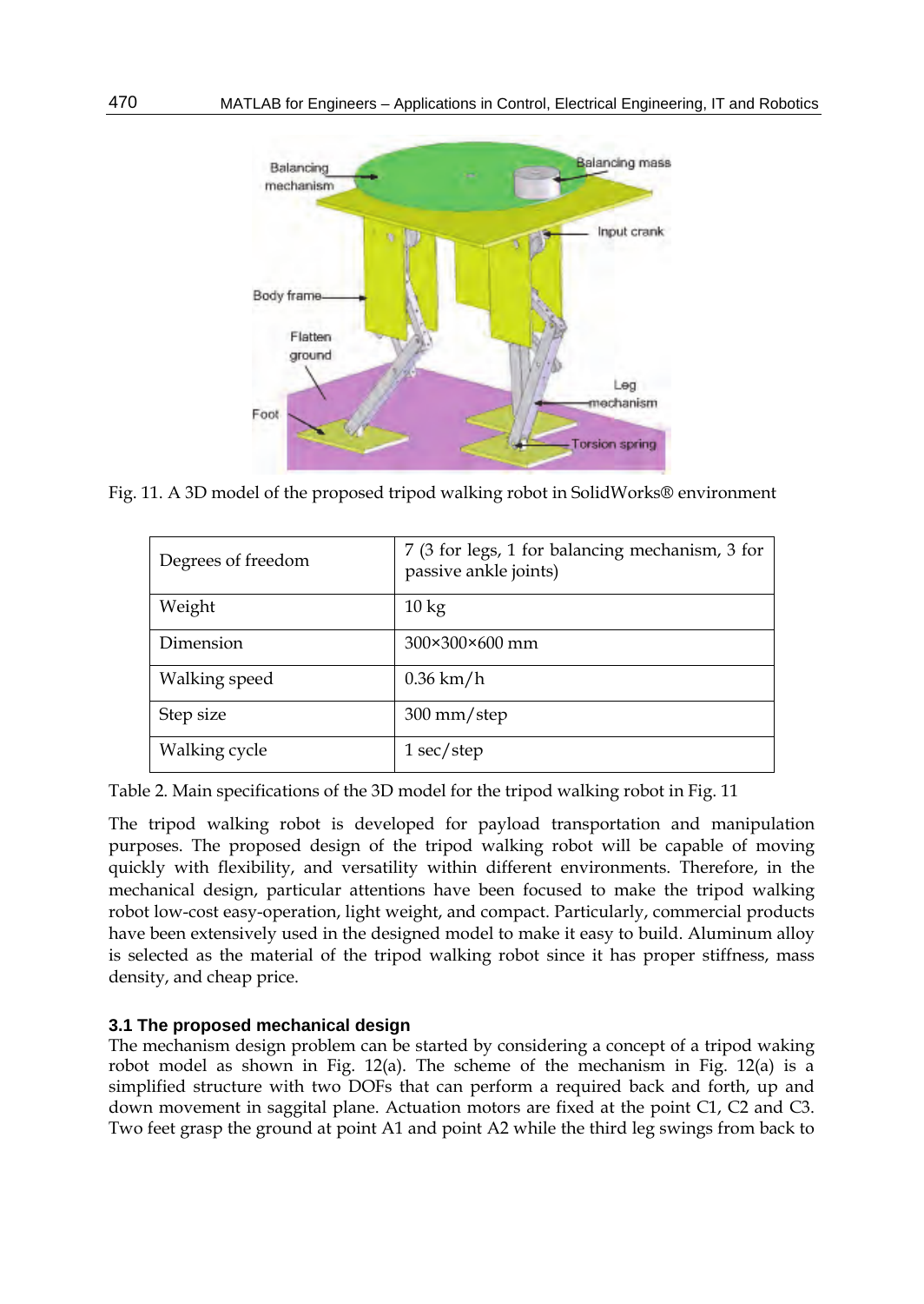Fig. 11. A 3D model of the proposed tripod walking robot in SolidWorks® environment

| Degrees of freedom | 7 (3 for legs, 1 for balancing mechanism, 3 for passive ankle joints) |
|---|---|
| Weight | 10 kg |
| Dimension | 300×300×600 mm |
| Walking speed | 0.36 km/h |
| Step size | 300 mm/step |
| Walking cycle | 1 sec/step |

Table 2. Main specifications of the 3D model for the tripod walking robot in Fig. 11

The tripod walking robot is developed for payload transportation and manipulation purposes. The proposed design of the tripod walking robot will be capable of moving quickly with flexibility, and versatility within different environments. Therefore, in the mechanical design, particular attentions have been focused to make the tripod walking robot low-cost easy-operation, light weight, and compact. Particularly, commercial products have been extensively used in the designed model to make it easy to build. Aluminum alloy is selected as the material of the tripod walking robot since it has proper stiffness, mass density, and cheap price.

### 3.1 The proposed mechanical design

The mechanism design problem can be started by considering a concept of a tripod waking robot model as shown in Fig. 12(a). The scheme of the mechanism in Fig. 12(a) is a simplified structure with two DOFs that can perform a required back and forth, up and down movement in saggital plane. Actuation motors are fixed at the point C1, C2 and C3. Two feet grasp the ground at point A1 and point A2 while the third leg swings from back to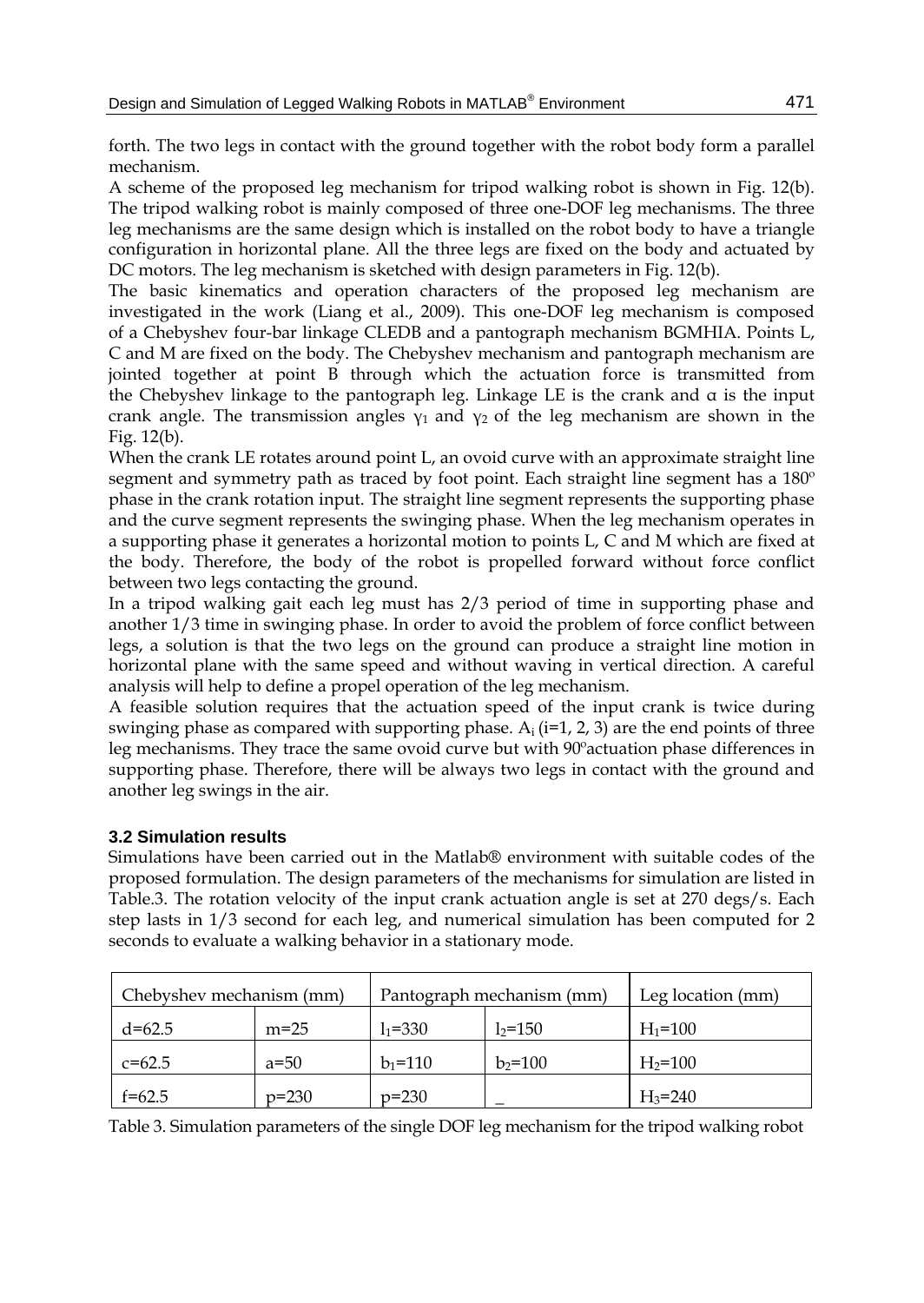forth. The two legs in contact with the ground together with the robot body form a parallel mechanism.

A scheme of the proposed leg mechanism for tripod walking robot is shown in Fig. 12(b). The tripod walking robot is mainly composed of three one-DOF leg mechanisms. The three leg mechanisms are the same design which is installed on the robot body to have a triangle configuration in horizontal plane. All the three legs are fixed on the body and actuated by DC motors. The leg mechanism is sketched with design parameters in Fig. 12(b).

The basic kinematics and operation characters of the proposed leg mechanism are investigated in the work (Liang et al., 2009). This one-DOF leg mechanism is composed of a Chebyshev four-bar linkage CLEDB and a pantograph mechanism BGMHIA. Points L, C and M are fixed on the body. The Chebyshev mechanism and pantograph mechanism are jointed together at point B through which the actuation force is transmitted from the Chebyshev linkage to the pantograph leg. Linkage LE is the crank and $\alpha$ is the input crank angle. The transmission angles $\gamma_1$ and $\gamma_2$ of the leg mechanism are shown in the Fig. 12(b).

When the crank LE rotates around point L, an ovoid curve with an approximate straight line segment and symmetry path as traced by foot point. Each straight line segment has a 180º phase in the crank rotation input. The straight line segment represents the supporting phase and the curve segment represents the swinging phase. When the leg mechanism operates in a supporting phase it generates a horizontal motion to points L, C and M which are fixed at the body. Therefore, the body of the robot is propelled forward without force conflict between two legs contacting the ground.

In a tripod walking gait each leg must has 2/3 period of time in supporting phase and another 1/3 time in swinging phase. In order to avoid the problem of force conflict between legs, a solution is that the two legs on the ground can produce a straight line motion in horizontal plane with the same speed and without waving in vertical direction. A careful analysis will help to define a propel operation of the leg mechanism.

A feasible solution requires that the actuation speed of the input crank is twice during swinging phase as compared with supporting phase. $A_i$ (i=1, 2, 3) are the end points of three leg mechanisms. They trace the same ovoid curve but with 90ºactuation phase differences in supporting phase. Therefore, there will be always two legs in contact with the ground and another leg swings in the air.

### 3.2 Simulation results

Simulations have been carried out in the Matlab® environment with suitable codes of the proposed formulation. The design parameters of the mechanisms for simulation are listed in Table.3. The rotation velocity of the input crank actuation angle is set at 270 degs/s. Each step lasts in 1/3 second for each leg, and numerical simulation has been computed for 2 seconds to evaluate a walking behavior in a stationary mode.

| Chebyshev mechanism (mm) | | Pantograph mechanism (mm) | | Leg location (mm) |
|---|---|---|---|---|
| d=62.5 | m=25 | $l_1$=330 | $l_2$=150 | $H_1$=100 |
| c=62.5 | a=50 | $b_1$=110 | $b_2$=100 | $H_2$=100 |
| f=62.5 | p=230 | p=230 | _ | $H_3$=240 |

Table 3. Simulation parameters of the single DOF leg mechanism for the tripod walking robot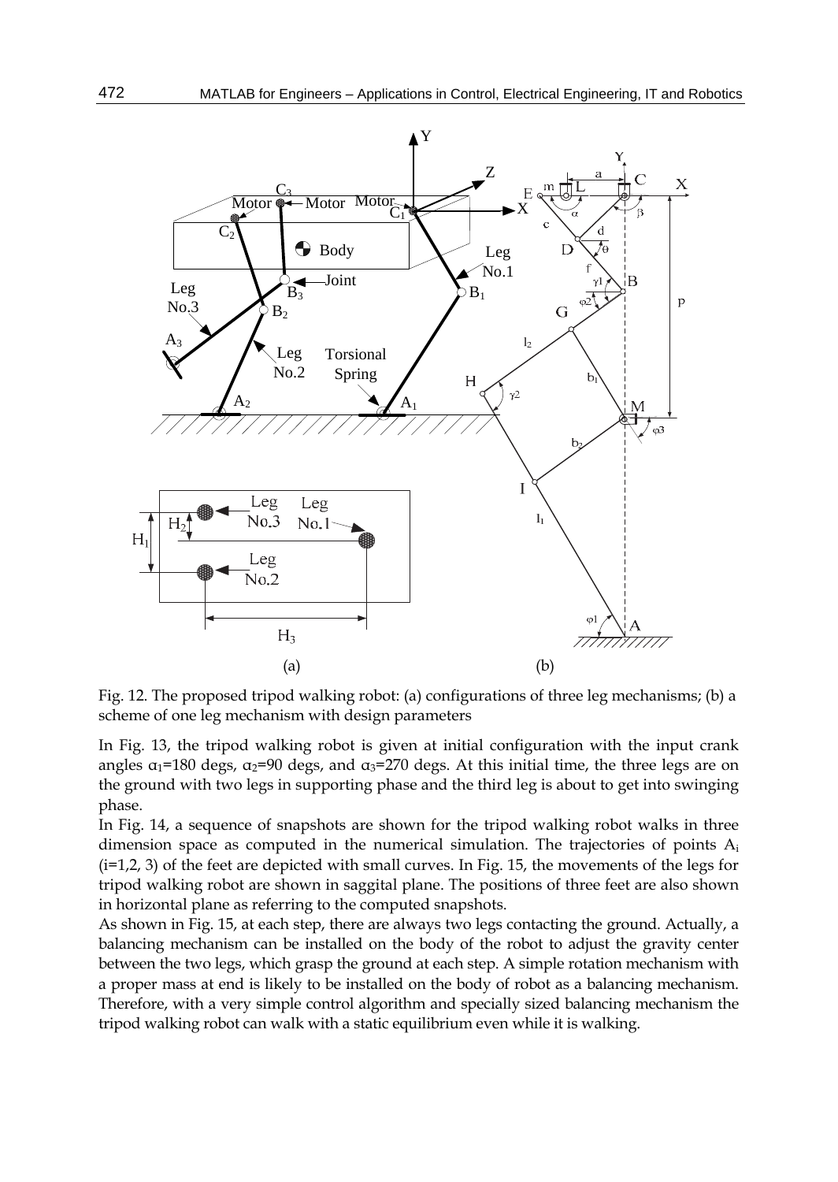Fig. 12. The proposed tripod walking robot: (a) configurations of three leg mechanisms; (b) a scheme of one leg mechanism with design parameters

In Fig. 13, the tripod walking robot is given at initial configuration with the input crank angles $\alpha_1$=180 degs, $\alpha_2$=90 degs, and $\alpha_3$=270 degs. At this initial time, the three legs are on the ground with two legs in supporting phase and the third leg is about to get into swinging phase.

In Fig. 14, a sequence of snapshots are shown for the tripod walking robot walks in three dimension space as computed in the numerical simulation. The trajectories of points $A_i$ (i=1,2, 3) of the feet are depicted with small curves. In Fig. 15, the movements of the legs for tripod walking robot are shown in saggital plane. The positions of three feet are also shown in horizontal plane as referring to the computed snapshots.

As shown in Fig. 15, at each step, there are always two legs contacting the ground. Actually, a balancing mechanism can be installed on the body of the robot to adjust the gravity center between the two legs, which grasp the ground at each step. A simple rotation mechanism with a proper mass at end is likely to be installed on the body of robot as a balancing mechanism. Therefore, with a very simple control algorithm and specially sized balancing mechanism the tripod walking robot can walk with a static equilibrium even while it is walking.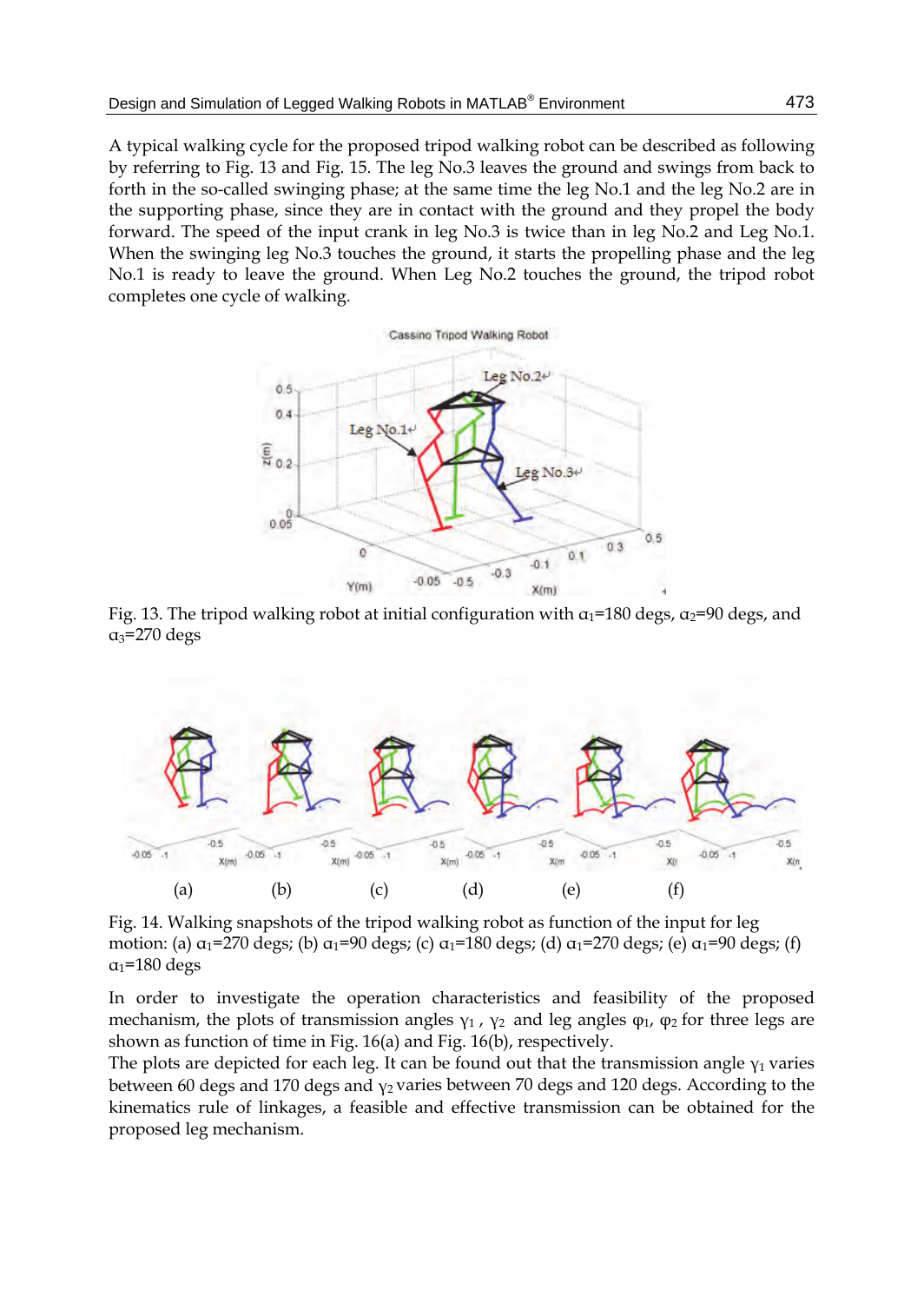A typical walking cycle for the proposed tripod walking robot can be described as following by referring to Fig. 13 and Fig. 15. The leg No.3 leaves the ground and swings from back to forth in the so-called swinging phase; at the same time the leg No.1 and the leg No.2 are in the supporting phase, since they are in contact with the ground and they propel the body forward. The speed of the input crank in leg No.3 is twice than in leg No.2 and Leg No.1. When the swinging leg No.3 touches the ground, it starts the propelling phase and the leg No.1 is ready to leave the ground. When Leg No.2 touches the ground, the tripod robot completes one cycle of walking.

Fig. 13. The tripod walking robot at initial configuration with $\alpha_1$=180 degs, $\alpha_2$=90 degs, and $\alpha_3$=270 degs

Fig. 14. Walking snapshots of the tripod walking robot as function of the input for leg motion: (a) $\alpha_1$=270 degs; (b) $\alpha_1$=90 degs; (c) $\alpha_1$=180 degs; (d) $\alpha_1$=270 degs; (e) $\alpha_1$=90 degs; (f) $\alpha_1$=180 degs

In order to investigate the operation characteristics and feasibility of the proposed mechanism, the plots of transmission angles $\gamma_1$ , $\gamma_2$ and leg angles $\varphi_1$, $\varphi_2$ for three legs are shown as function of time in Fig. 16(a) and Fig. 16(b), respectively.
The plots are depicted for each leg. It can be found out that the transmission angle $\gamma_1$ varies between 60 degs and 170 degs and $\gamma_2$ varies between 70 degs and 120 degs. According to the kinematics rule of linkages, a feasible and effective transmission can be obtained for the proposed leg mechanism.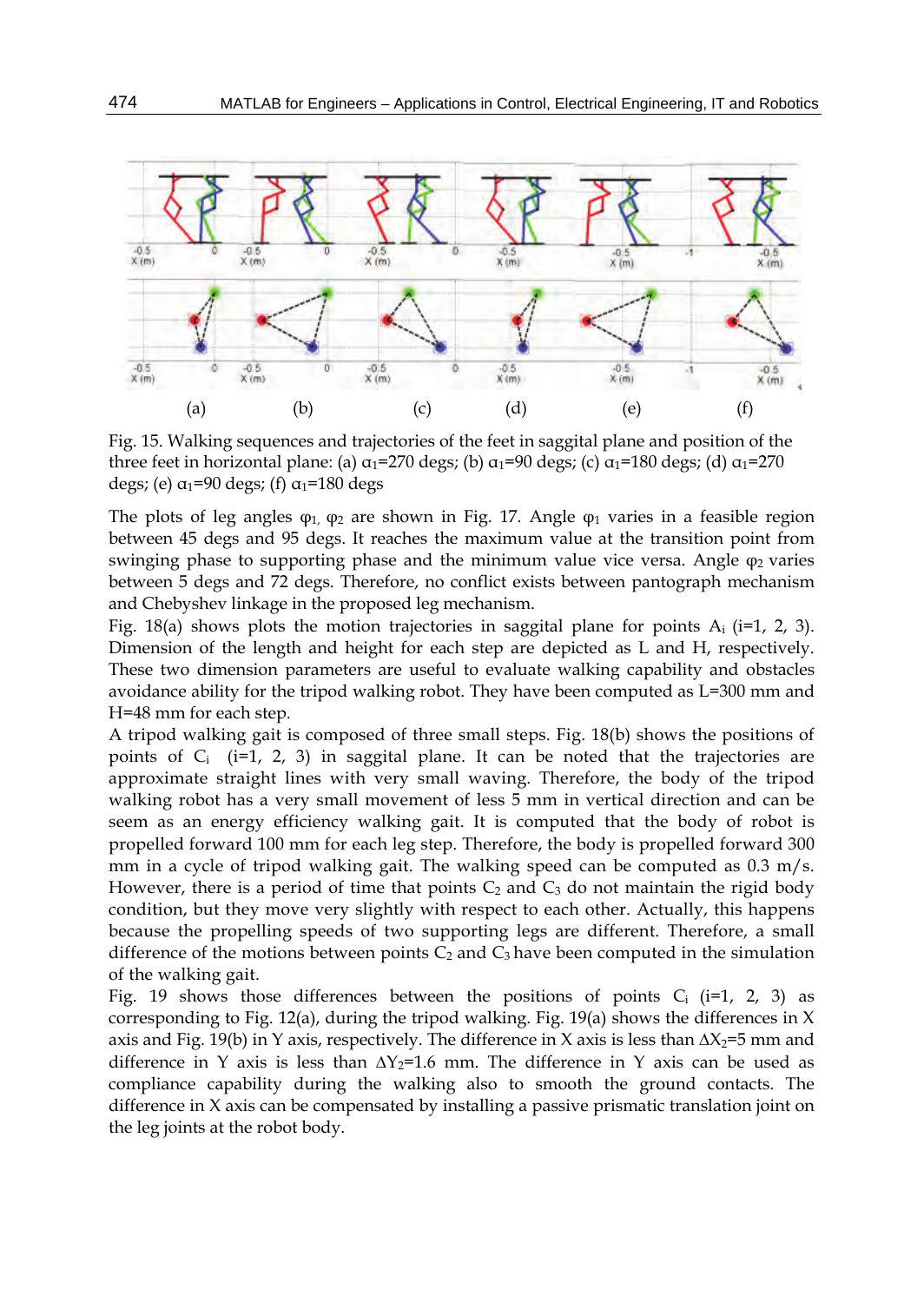Fig. 15. Walking sequences and trajectories of the feet in saggital plane and position of the three feet in horizontal plane: (a) $\alpha_1$=270 degs; (b) $\alpha_1$=90 degs; (c) $\alpha_1$=180 degs; (d) $\alpha_1$=270 degs; (e) $\alpha_1$=90 degs; (f) $\alpha_1$=180 degs

The plots of leg angles $\varphi_1$, $\varphi_2$ are shown in Fig. 17. Angle $\varphi_1$ varies in a feasible region between 45 degs and 95 degs. It reaches the maximum value at the transition point from swinging phase to supporting phase and the minimum value vice versa. Angle $\varphi_2$ varies between 5 degs and 72 degs. Therefore, no conflict exists between pantograph mechanism and Chebyshev linkage in the proposed leg mechanism.

Fig. 18(a) shows plots the motion trajectories in saggital plane for points $A_i$ (i=1, 2, 3). Dimension of the length and height for each step are depicted as L and H, respectively. These two dimension parameters are useful to evaluate walking capability and obstacles avoidance ability for the tripod walking robot. They have been computed as L=300 mm and H=48 mm for each step.

A tripod walking gait is composed of three small steps. Fig. 18(b) shows the positions of points of $C_i$ (i=1, 2, 3) in saggital plane. It can be noted that the trajectories are approximate straight lines with very small waving. Therefore, the body of the tripod walking robot has a very small movement of less 5 mm in vertical direction and can be seem as an energy efficiency walking gait. It is computed that the body of robot is propelled forward 100 mm for each leg step. Therefore, the body is propelled forward 300 mm in a cycle of tripod walking gait. The walking speed can be computed as 0.3 m/s. However, there is a period of time that points $C_2$ and $C_3$ do not maintain the rigid body condition, but they move very slightly with respect to each other. Actually, this happens because the propelling speeds of two supporting legs are different. Therefore, a small difference of the motions between points $C_2$ and $C_3$ have been computed in the simulation of the walking gait.

Fig. 19 shows those differences between the positions of points $C_i$ (i=1, 2, 3) as corresponding to Fig. 12(a), during the tripod walking. Fig. 19(a) shows the differences in X axis and Fig. 19(b) in Y axis, respectively. The difference in X axis is less than $\Delta X_2$=5 mm and difference in Y axis is less than $\Delta Y_2$=1.6 mm. The difference in Y axis can be used as compliance capability during the walking also to smooth the ground contacts. The difference in X axis can be compensated by installing a passive prismatic translation joint on the leg joints at the robot body.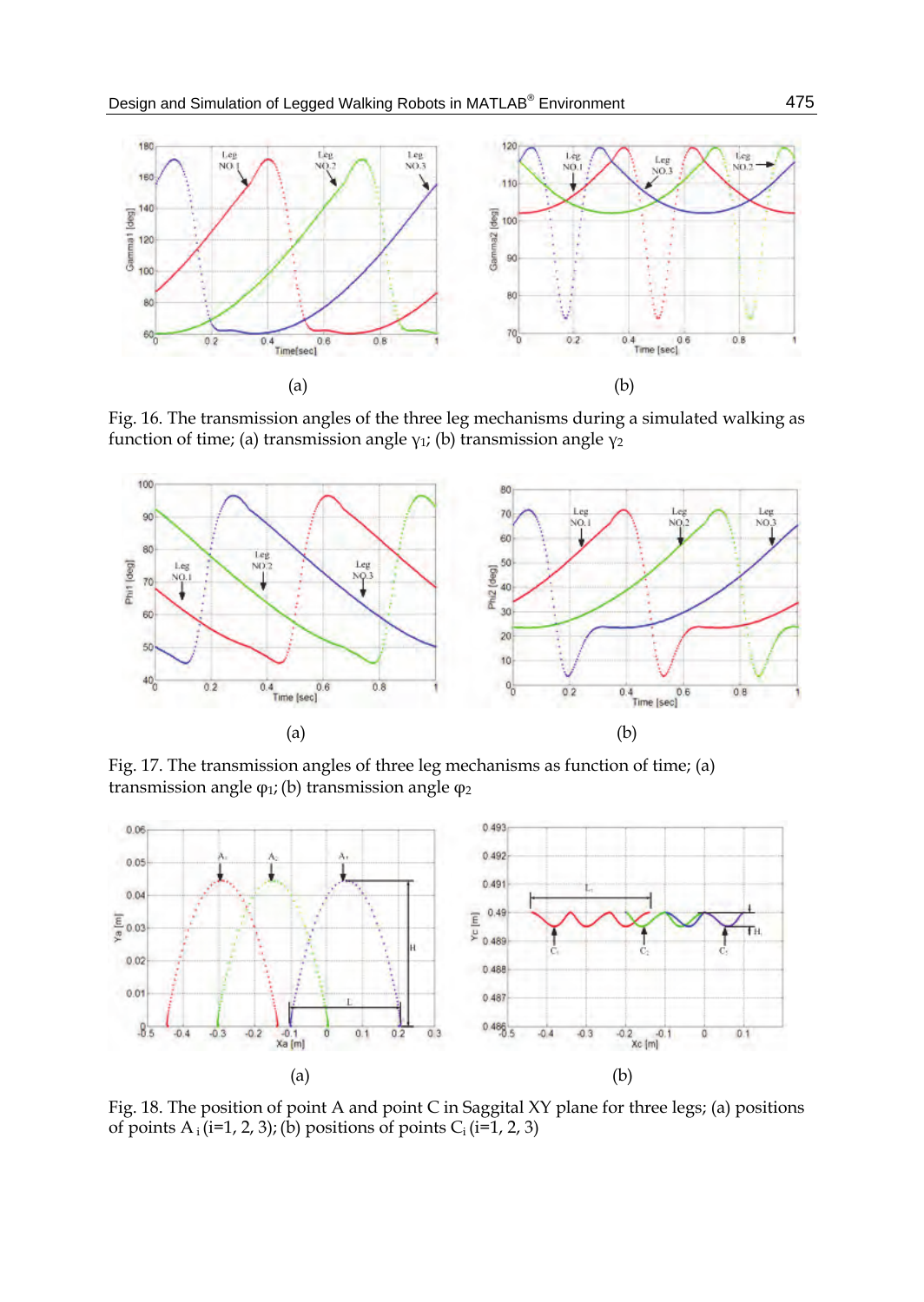(a)

(b)

Fig. 16. The transmission angles of the three leg mechanisms during a simulated walking as function of time; (a) transmission angle $\gamma_1$; (b) transmission angle $\gamma_2$

(a)

(b)

Fig. 17. The transmission angles of three leg mechanisms as function of time; (a) transmission angle $\varphi_1$; (b) transmission angle $\varphi_2$

(a)

(b)

Fig. 18. The position of point A and point C in Saggital XY plane for three legs; (a) positions of points $A_i$ (i=1, 2, 3); (b) positions of points $C_i$ (i=1, 2, 3)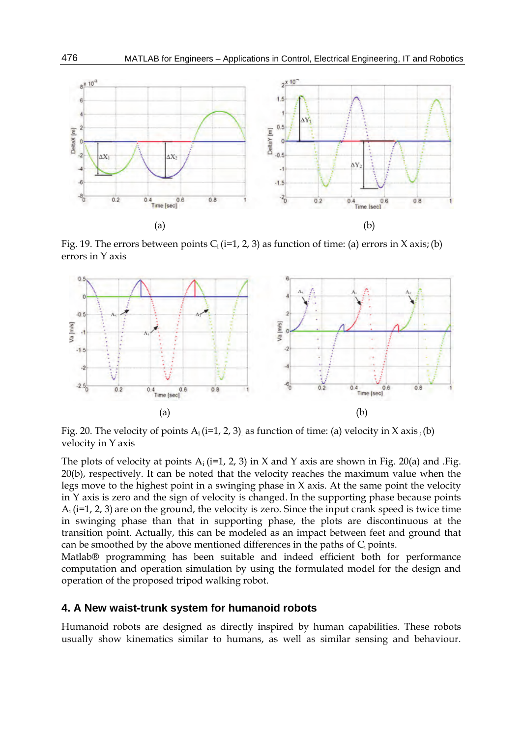(a) (b)

Fig. 19. The errors between points $C_i$ (i=1, 2, 3) as function of time: (a) errors in X axis; (b) errors in Y axis

(a) (b)

Fig. 20. The velocity of points $A_i$ (i=1, 2, 3) as function of time: (a) velocity in X axis ; (b) velocity in Y axis

The plots of velocity at points $A_i$ (i=1, 2, 3) in X and Y axis are shown in Fig. 20(a) and .Fig. 20(b), respectively. It can be noted that the velocity reaches the maximum value when the legs move to the highest point in a swinging phase in X axis. At the same point the velocity in Y axis is zero and the sign of velocity is changed. In the supporting phase because points $A_i$ (i=1, 2, 3) are on the ground, the velocity is zero. Since the input crank speed is twice time in swinging phase than that in supporting phase, the plots are discontinuous at the transition point. Actually, this can be modeled as an impact between feet and ground that can be smoothed by the above mentioned differences in the paths of $C_i$ points.

Matlab® programming has been suitable and indeed efficient both for performance computation and operation simulation by using the formulated model for the design and operation of the proposed tripod walking robot.

## 4. A New waist-trunk system for humanoid robots

Humanoid robots are designed as directly inspired by human capabilities. These robots usually show kinematics similar to humans, as well as similar sensing and behaviour.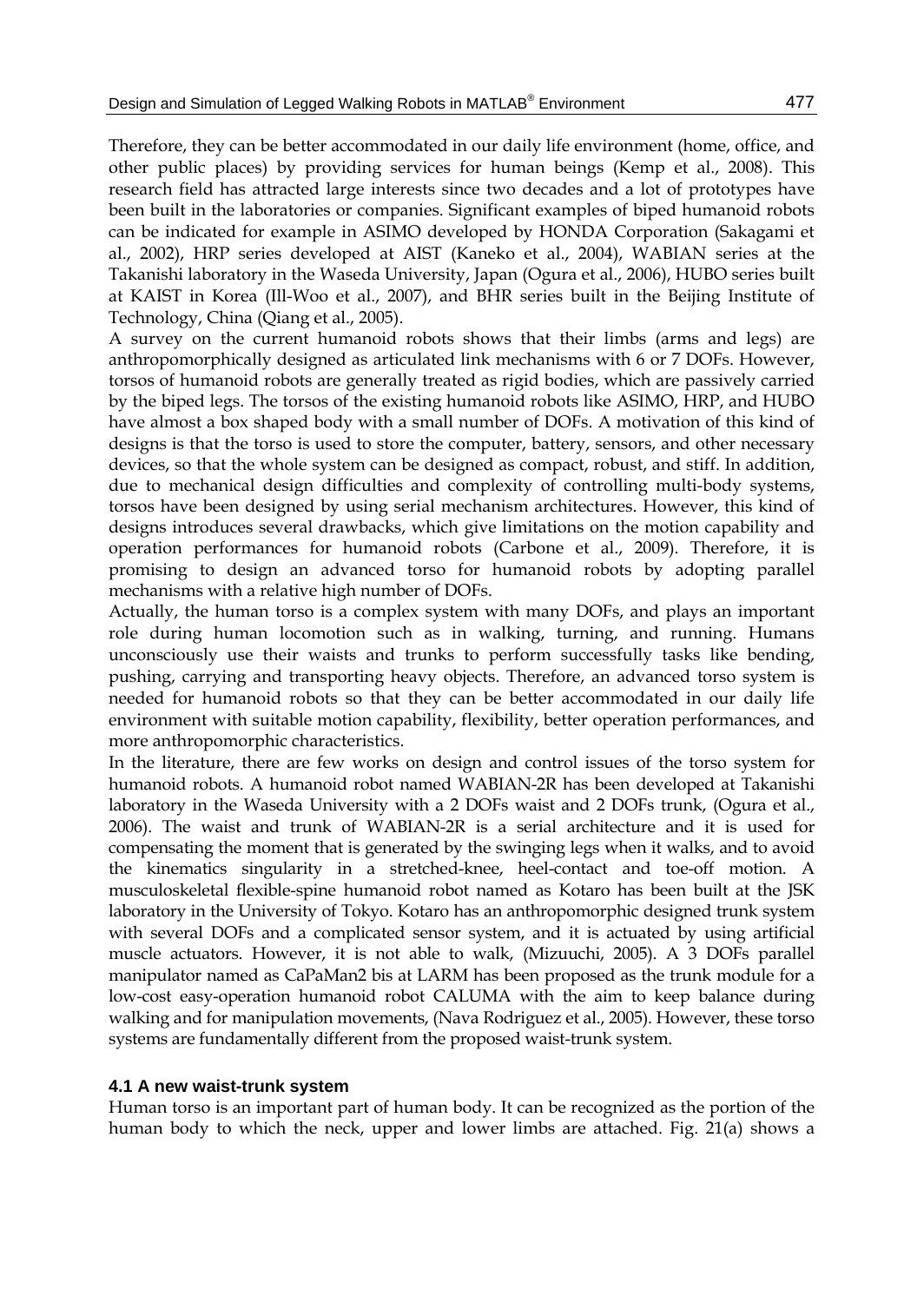Therefore, they can be better accommodated in our daily life environment (home, office, and other public places) by providing services for human beings (Kemp et al., 2008). This research field has attracted large interests since two decades and a lot of prototypes have been built in the laboratories or companies. Significant examples of biped humanoid robots can be indicated for example in ASIMO developed by HONDA Corporation (Sakagami et al., 2002), HRP series developed at AIST (Kaneko et al., 2004), WABIAN series at the Takanishi laboratory in the Waseda University, Japan (Ogura et al., 2006), HUBO series built at KAIST in Korea (Ill-Woo et al., 2007), and BHR series built in the Beijing Institute of Technology, China (Qiang et al., 2005).

A survey on the current humanoid robots shows that their limbs (arms and legs) are anthropomorphically designed as articulated link mechanisms with 6 or 7 DOFs. However, torsos of humanoid robots are generally treated as rigid bodies, which are passively carried by the biped legs. The torsos of the existing humanoid robots like ASIMO, HRP, and HUBO have almost a box shaped body with a small number of DOFs. A motivation of this kind of designs is that the torso is used to store the computer, battery, sensors, and other necessary devices, so that the whole system can be designed as compact, robust, and stiff. In addition, due to mechanical design difficulties and complexity of controlling multi-body systems, torsos have been designed by using serial mechanism architectures. However, this kind of designs introduces several drawbacks, which give limitations on the motion capability and operation performances for humanoid robots (Carbone et al., 2009). Therefore, it is promising to design an advanced torso for humanoid robots by adopting parallel mechanisms with a relative high number of DOFs.

Actually, the human torso is a complex system with many DOFs, and plays an important role during human locomotion such as in walking, turning, and running. Humans unconsciously use their waists and trunks to perform successfully tasks like bending, pushing, carrying and transporting heavy objects. Therefore, an advanced torso system is needed for humanoid robots so that they can be better accommodated in our daily life environment with suitable motion capability, flexibility, better operation performances, and more anthropomorphic characteristics.

In the literature, there are few works on design and control issues of the torso system for humanoid robots. A humanoid robot named WABIAN-2R has been developed at Takanishi laboratory in the Waseda University with a 2 DOFs waist and 2 DOFs trunk, (Ogura et al., 2006). The waist and trunk of WABIAN-2R is a serial architecture and it is used for compensating the moment that is generated by the swinging legs when it walks, and to avoid the kinematics singularity in a stretched-knee, heel-contact and toe-off motion. A musculoskeletal flexible-spine humanoid robot named as Kotaro has been built at the JSK laboratory in the University of Tokyo. Kotaro has an anthropomorphic designed trunk system with several DOFs and a complicated sensor system, and it is actuated by using artificial muscle actuators. However, it is not able to walk, (Mizuuchi, 2005). A 3 DOFs parallel manipulator named as CaPaMan2 bis at LARM has been proposed as the trunk module for a low-cost easy-operation humanoid robot CALUMA with the aim to keep balance during walking and for manipulation movements, (Nava Rodriguez et al., 2005). However, these torso systems are fundamentally different from the proposed waist-trunk system.

### 4.1 A new waist-trunk system

Human torso is an important part of human body. It can be recognized as the portion of the human body to which the neck, upper and lower limbs are attached. Fig. 21(a) shows a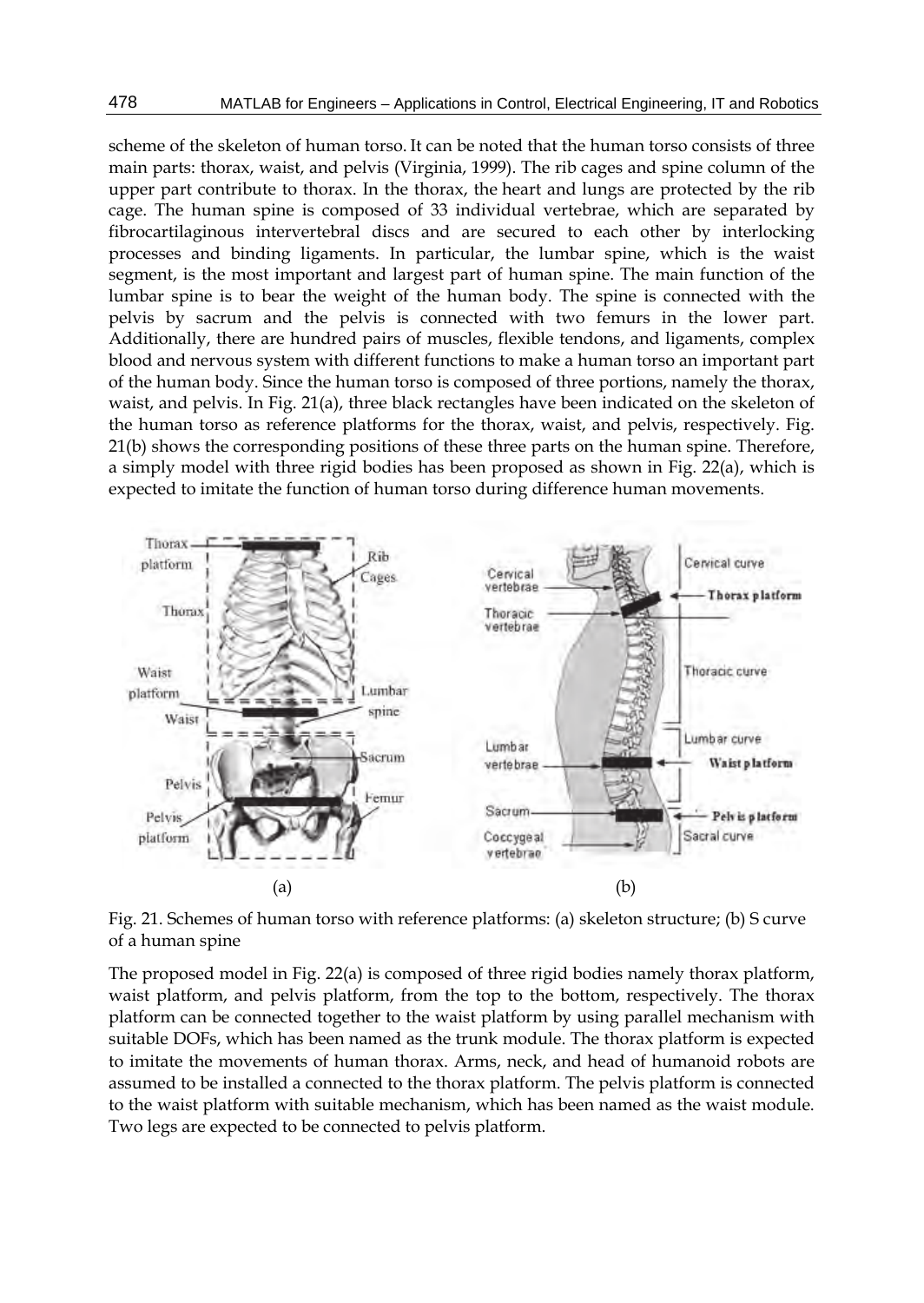scheme of the skeleton of human torso. It can be noted that the human torso consists of three main parts: thorax, waist, and pelvis (Virginia, 1999). The rib cages and spine column of the upper part contribute to thorax. In the thorax, the heart and lungs are protected by the rib cage. The human spine is composed of 33 individual vertebrae, which are separated by fibrocartilaginous intervertebral discs and are secured to each other by interlocking processes and binding ligaments. In particular, the lumbar spine, which is the waist segment, is the most important and largest part of human spine. The main function of the lumbar spine is to bear the weight of the human body. The spine is connected with the pelvis by sacrum and the pelvis is connected with two femurs in the lower part. Additionally, there are hundred pairs of muscles, flexible tendons, and ligaments, complex blood and nervous system with different functions to make a human torso an important part of the human body. Since the human torso is composed of three portions, namely the thorax, waist, and pelvis. In Fig. 21(a), three black rectangles have been indicated on the skeleton of the human torso as reference platforms for the thorax, waist, and pelvis, respectively. Fig. 21(b) shows the corresponding positions of these three parts on the human spine. Therefore, a simply model with three rigid bodies has been proposed as shown in Fig. 22(a), which is expected to imitate the function of human torso during difference human movements.

Fig. 21. Schemes of human torso with reference platforms: (a) skeleton structure; (b) S curve of a human spine

The proposed model in Fig. 22(a) is composed of three rigid bodies namely thorax platform, waist platform, and pelvis platform, from the top to the bottom, respectively. The thorax platform can be connected together to the waist platform by using parallel mechanism with suitable DOFs, which has been named as the trunk module. The thorax platform is expected to imitate the movements of human thorax. Arms, neck, and head of humanoid robots are assumed to be installed a connected to the thorax platform. The pelvis platform is connected to the waist platform with suitable mechanism, which has been named as the waist module. Two legs are expected to be connected to pelvis platform.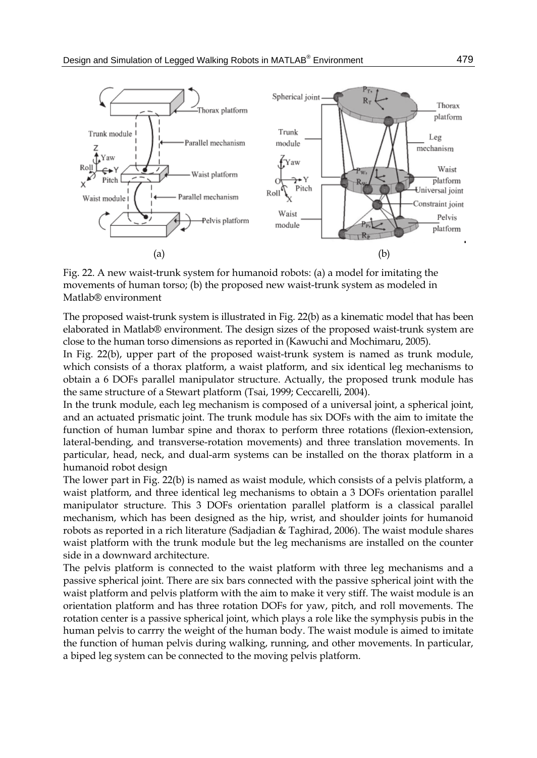Fig. 22. A new waist-trunk system for humanoid robots: (a) a model for imitating the movements of human torso; (b) the proposed new waist-trunk system as modeled in Matlab® environment

The proposed waist-trunk system is illustrated in Fig. 22(b) as a kinematic model that has been elaborated in Matlab® environment. The design sizes of the proposed waist-trunk system are close to the human torso dimensions as reported in (Kawuchi and Mochimaru, 2005).

In Fig. 22(b), upper part of the proposed waist-trunk system is named as trunk module, which consists of a thorax platform, a waist platform, and six identical leg mechanisms to obtain a 6 DOFs parallel manipulator structure. Actually, the proposed trunk module has the same structure of a Stewart platform (Tsai, 1999; Ceccarelli, 2004).

In the trunk module, each leg mechanism is composed of a universal joint, a spherical joint, and an actuated prismatic joint. The trunk module has six DOFs with the aim to imitate the function of human lumbar spine and thorax to perform three rotations (flexion-extension, lateral-bending, and transverse-rotation movements) and three translation movements. In particular, head, neck, and dual-arm systems can be installed on the thorax platform in a humanoid robot design

The lower part in Fig. 22(b) is named as waist module, which consists of a pelvis platform, a waist platform, and three identical leg mechanisms to obtain a 3 DOFs orientation parallel manipulator structure. This 3 DOFs orientation parallel platform is a classical parallel mechanism, which has been designed as the hip, wrist, and shoulder joints for humanoid robots as reported in a rich literature (Sadjadian & Taghirad, 2006). The waist module shares waist platform with the trunk module but the leg mechanisms are installed on the counter side in a downward architecture.

The pelvis platform is connected to the waist platform with three leg mechanisms and a passive spherical joint. There are six bars connected with the passive spherical joint with the waist platform and pelvis platform with the aim to make it very stiff. The waist module is an orientation platform and has three rotation DOFs for yaw, pitch, and roll movements. The rotation center is a passive spherical joint, which plays a role like the symphysis pubis in the human pelvis to carrry the weight of the human body. The waist module is aimed to imitate the function of human pelvis during walking, running, and other movements. In particular, a biped leg system can be connected to the moving pelvis platform.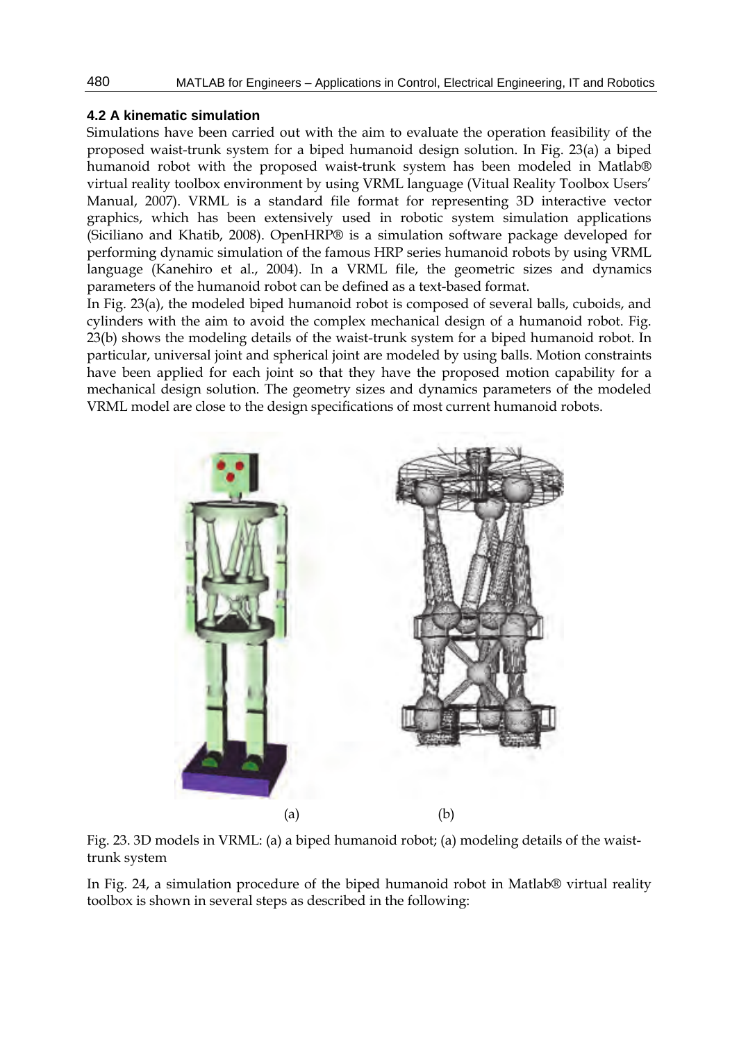### 4.2 A kinematic simulation

Simulations have been carried out with the aim to evaluate the operation feasibility of the proposed waist-trunk system for a biped humanoid design solution. In Fig. 23(a) a biped humanoid robot with the proposed waist-trunk system has been modeled in Matlab® virtual reality toolbox environment by using VRML language (Vitual Reality Toolbox Users' Manual, 2007). VRML is a standard file format for representing 3D interactive vector graphics, which has been extensively used in robotic system simulation applications (Siciliano and Khatib, 2008). OpenHRP® is a simulation software package developed for performing dynamic simulation of the famous HRP series humanoid robots by using VRML language (Kanehiro et al., 2004). In a VRML file, the geometric sizes and dynamics parameters of the humanoid robot can be defined as a text-based format.

In Fig. 23(a), the modeled biped humanoid robot is composed of several balls, cuboids, and cylinders with the aim to avoid the complex mechanical design of a humanoid robot. Fig. 23(b) shows the modeling details of the waist-trunk system for a biped humanoid robot. In particular, universal joint and spherical joint are modeled by using balls. Motion constraints have been applied for each joint so that they have the proposed motion capability for a mechanical design solution. The geometry sizes and dynamics parameters of the modeled VRML model are close to the design specifications of most current humanoid robots.

(a) (b)

Fig. 23. 3D models in VRML: (a) a biped humanoid robot; (a) modeling details of the waist-trunk system

In Fig. 24, a simulation procedure of the biped humanoid robot in Matlab® virtual reality toolbox is shown in several steps as described in the following: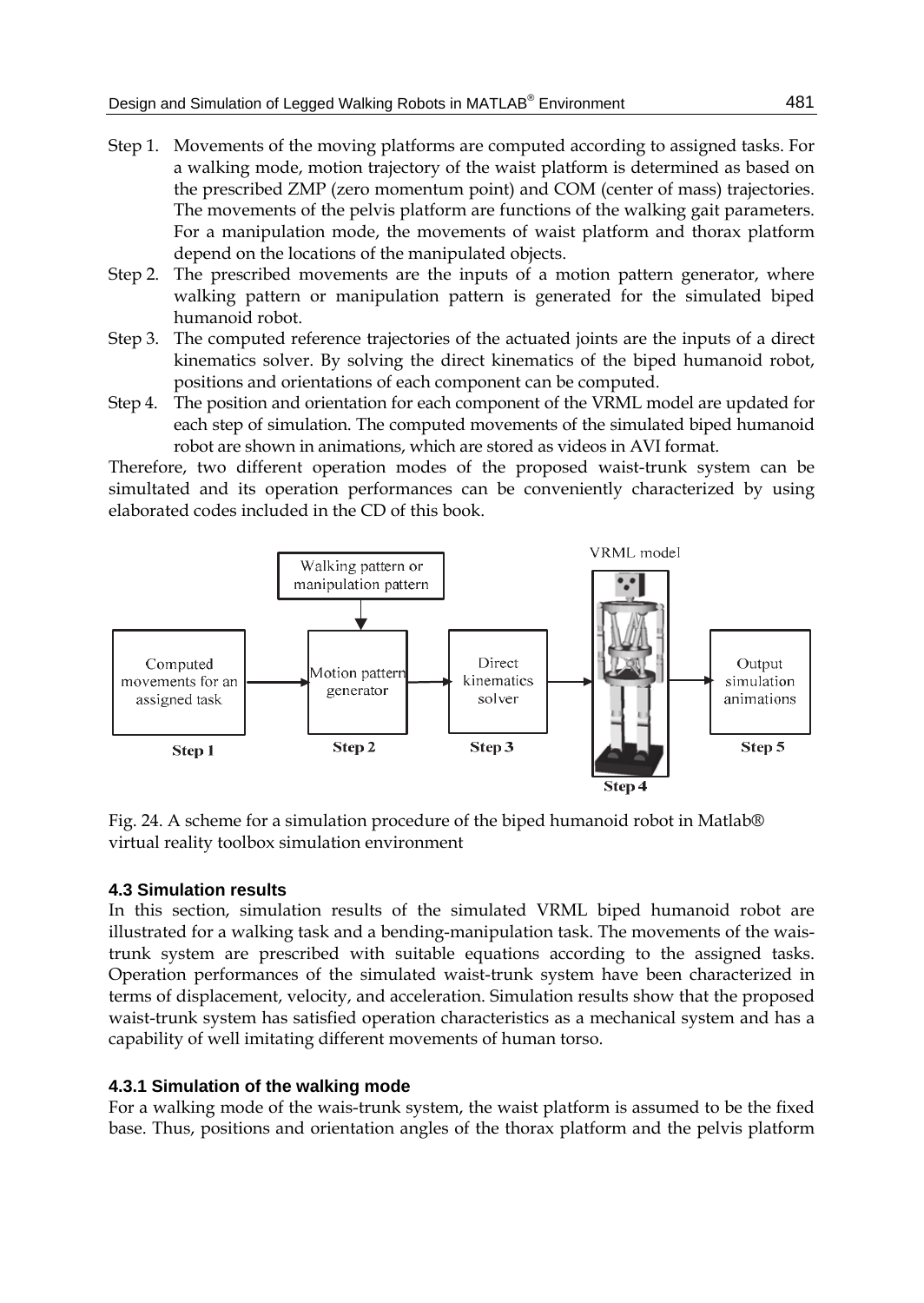Step 1. Movements of the moving platforms are computed according to assigned tasks. For a walking mode, motion trajectory of the waist platform is determined as based on the prescribed ZMP (zero momentum point) and COM (center of mass) trajectories. The movements of the pelvis platform are functions of the walking gait parameters. For a manipulation mode, the movements of waist platform and thorax platform depend on the locations of the manipulated objects.

Step 2. The prescribed movements are the inputs of a motion pattern generator, where walking pattern or manipulation pattern is generated for the simulated biped humanoid robot.

Step 3. The computed reference trajectories of the actuated joints are the inputs of a direct kinematics solver. By solving the direct kinematics of the biped humanoid robot, positions and orientations of each component can be computed.

Step 4. The position and orientation for each component of the VRML model are updated for each step of simulation. The computed movements of the simulated biped humanoid robot are shown in animations, which are stored as videos in AVI format.

Therefore, two different operation modes of the proposed waist-trunk system can be simultated and its operation performances can be conveniently characterized by using elaborated codes included in the CD of this book.

Fig. 24. A scheme for a simulation procedure of the biped humanoid robot in Matlab® virtual reality toolbox simulation environment

### 4.3 Simulation results

In this section, simulation results of the simulated VRML biped humanoid robot are illustrated for a walking task and a bending-manipulation task. The movements of the wais-trunk system are prescribed with suitable equations according to the assigned tasks. Operation performances of the simulated waist-trunk system have been characterized in terms of displacement, velocity, and acceleration. Simulation results show that the proposed waist-trunk system has satisfied operation characteristics as a mechanical system and has a capability of well imitating different movements of human torso.

#### 4.3.1 Simulation of the walking mode

For a walking mode of the wais-trunk system, the waist platform is assumed to be the fixed base. Thus, positions and orientation angles of the thorax platform and the pelvis platform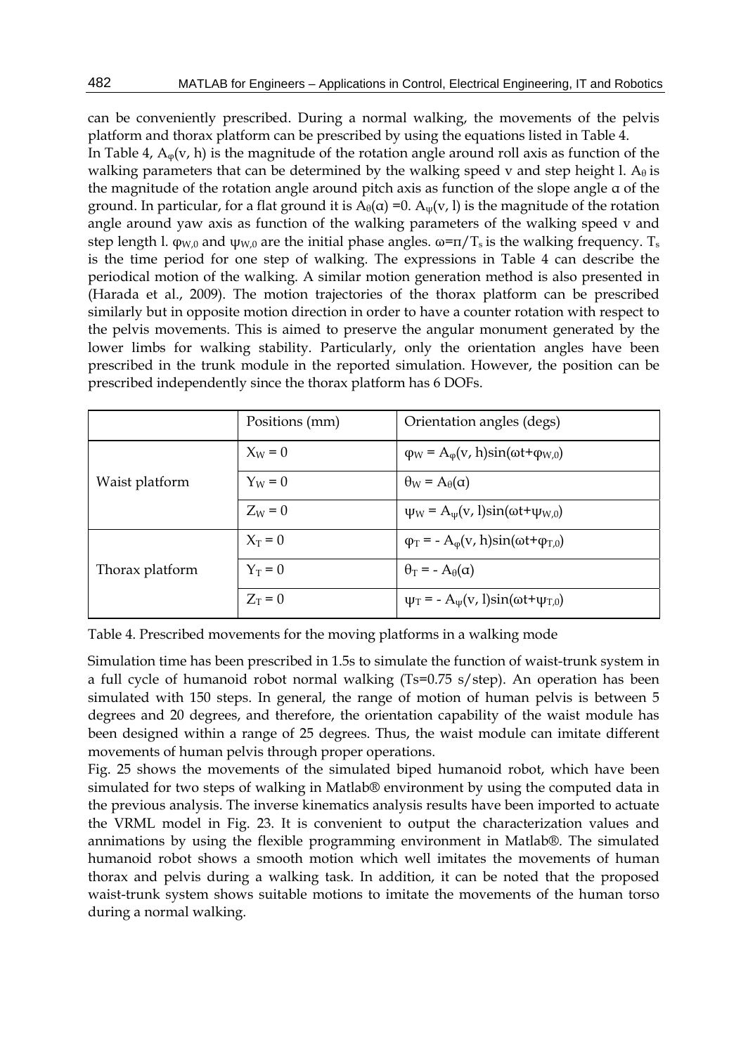can be conveniently prescribed. During a normal walking, the movements of the pelvis platform and thorax platform can be prescribed by using the equations listed in Table 4.

In Table 4, $A_\varphi(v, h)$ is the magnitude of the rotation angle around roll axis as function of the walking parameters that can be determined by the walking speed v and step height l. $A_\theta$ is the magnitude of the rotation angle around pitch axis as function of the slope angle α of the ground. In particular, for a flat ground it is $A_\theta(\alpha) = 0$. $A_\psi(v, l)$ is the magnitude of the rotation angle around yaw axis as function of the walking parameters of the walking speed v and step length l. $\varphi_{W,0}$ and $\psi_{W,0}$ are the initial phase angles. $\omega = \pi/T_s$ is the walking frequency. $T_s$ is the time period for one step of walking. The expressions in Table 4 can describe the periodical motion of the walking. A similar motion generation method is also presented in (Harada et al., 2009). The motion trajectories of the thorax platform can be prescribed similarly but in opposite motion direction in order to have a counter rotation with respect to the pelvis movements. This is aimed to preserve the angular monument generated by the lower limbs for walking stability. Particularly, only the orientation angles have been prescribed in the trunk module in the reported simulation. However, the position can be prescribed independently since the thorax platform has 6 DOFs.

| | Positions (mm) | Orientation angles (degs) |
|---|---|---|
| Waist platform | $X_W = 0$ | $\varphi_W = A_\varphi(v, h)\sin(\omega t + \varphi_{W,0})$ |
| | $Y_W = 0$ | $\theta_W = A_\theta(\alpha)$ |
| | $Z_W = 0$ | $\psi_W = A_\psi(v, l)\sin(\omega t + \psi_{W,0})$ |
| Thorax platform | $X_T = 0$ | $\varphi_T = -A_\varphi(v, h)\sin(\omega t + \varphi_{T,0})$ |
| | $Y_T = 0$ | $\theta_T = -A_\theta(\alpha)$ |
| | $Z_T = 0$ | $\psi_T = -A_\psi(v, l)\sin(\omega t + \psi_{T,0})$ |

Table 4. Prescribed movements for the moving platforms in a walking mode

Simulation time has been prescribed in 1.5s to simulate the function of waist-trunk system in a full cycle of humanoid robot normal walking (Ts=0.75 s/step). An operation has been simulated with 150 steps. In general, the range of motion of human pelvis is between 5 degrees and 20 degrees, and therefore, the orientation capability of the waist module has been designed within a range of 25 degrees. Thus, the waist module can imitate different movements of human pelvis through proper operations.

Fig. 25 shows the movements of the simulated biped humanoid robot, which have been simulated for two steps of walking in Matlab® environment by using the computed data in the previous analysis. The inverse kinematics analysis results have been imported to actuate the VRML model in Fig. 23. It is convenient to output the characterization values and annimations by using the flexible programming environment in Matlab®. The simulated humanoid robot shows a smooth motion which well imitates the movements of human thorax and pelvis during a walking task. In addition, it can be noted that the proposed waist-trunk system shows suitable motions to imitate the movements of the human torso during a normal walking.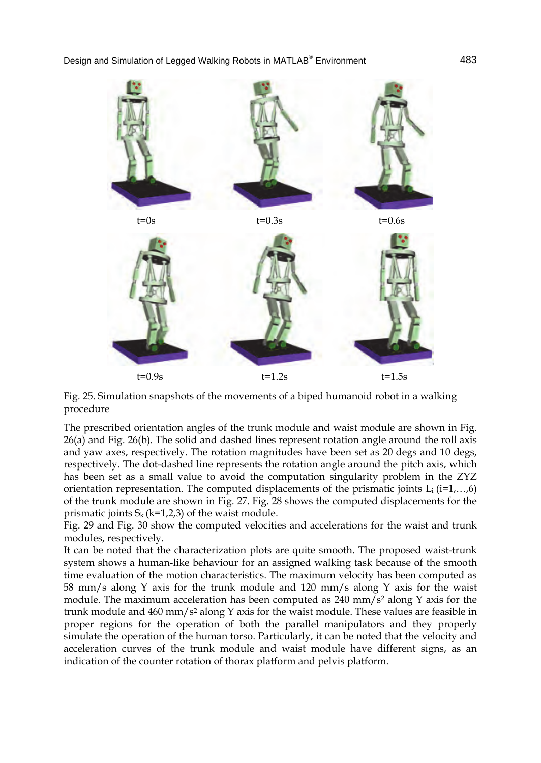t=0s t=0.3s t=0.6s

t=0.9s t=1.2s t=1.5s

Fig. 25. Simulation snapshots of the movements of a biped humanoid robot in a walking procedure

The prescribed orientation angles of the trunk module and waist module are shown in Fig. 26(a) and Fig. 26(b). The solid and dashed lines represent rotation angle around the roll axis and yaw axes, respectively. The rotation magnitudes have been set as 20 degs and 10 degs, respectively. The dot-dashed line represents the rotation angle around the pitch axis, which has been set as a small value to avoid the computation singularity problem in the ZYZ orientation representation. The computed displacements of the prismatic joints $L_i$ (i=1,…,6) of the trunk module are shown in Fig. 27. Fig. 28 shows the computed displacements for the prismatic joints $S_k$ (k=1,2,3) of the waist module.

Fig. 29 and Fig. 30 show the computed velocities and accelerations for the waist and trunk modules, respectively.

It can be noted that the characterization plots are quite smooth. The proposed waist-trunk system shows a human-like behaviour for an assigned walking task because of the smooth time evaluation of the motion characteristics. The maximum velocity has been computed as 58 mm/s along Y axis for the trunk module and 120 mm/s along Y axis for the waist module. The maximum acceleration has been computed as 240 mm/s$^2$ along Y axis for the trunk module and 460 mm/s$^2$ along Y axis for the waist module. These values are feasible in proper regions for the operation of both the parallel manipulators and they properly simulate the operation of the human torso. Particularly, it can be noted that the velocity and acceleration curves of the trunk module and waist module have different signs, as an indication of the counter rotation of thorax platform and pelvis platform.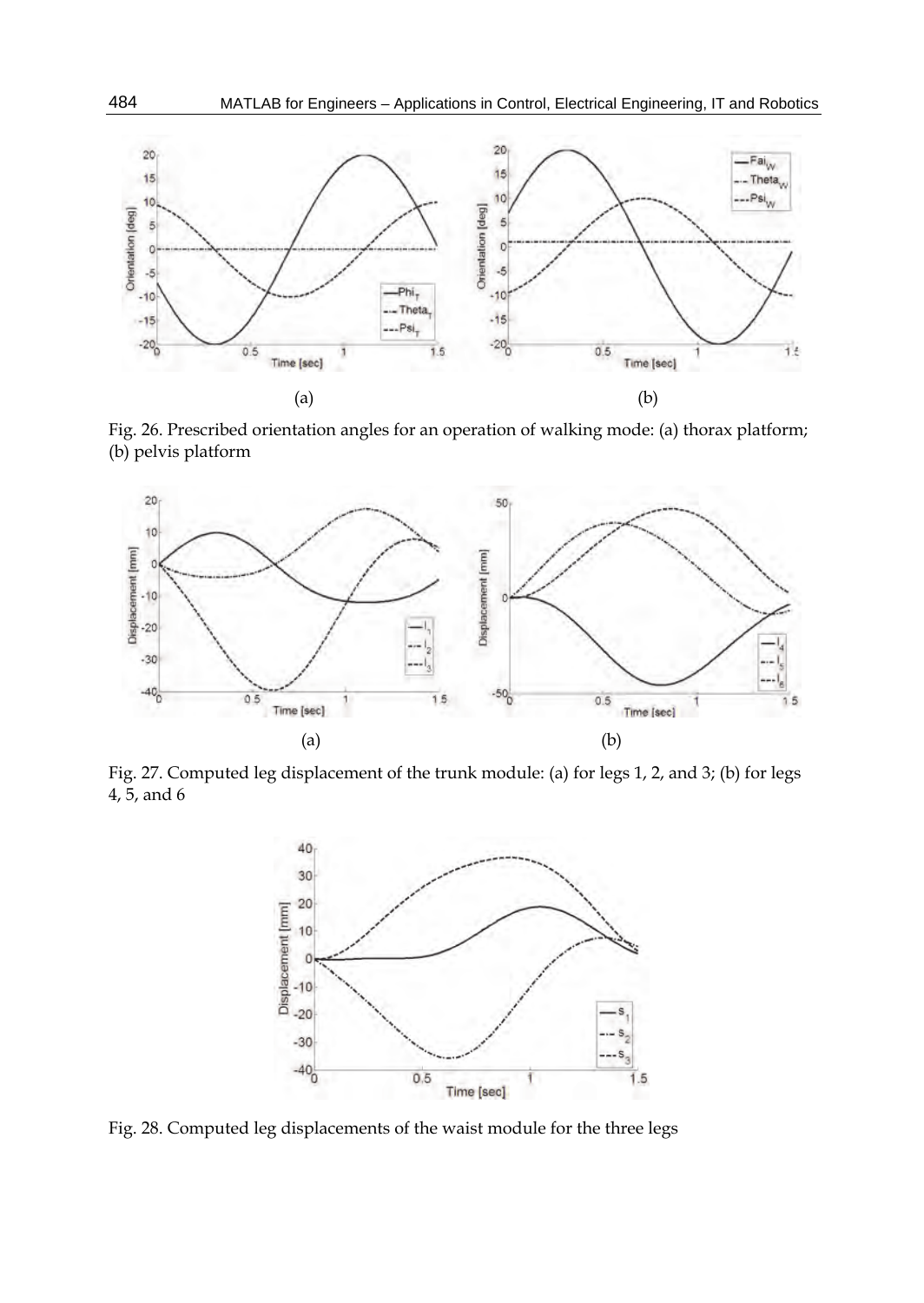(a) (b)

Fig. 26. Prescribed orientation angles for an operation of walking mode: (a) thorax platform; (b) pelvis platform

(a) (b)

Fig. 27. Computed leg displacement of the trunk module: (a) for legs 1, 2, and 3; (b) for legs 4, 5, and 6

Fig. 28. Computed leg displacements of the waist module for the three legs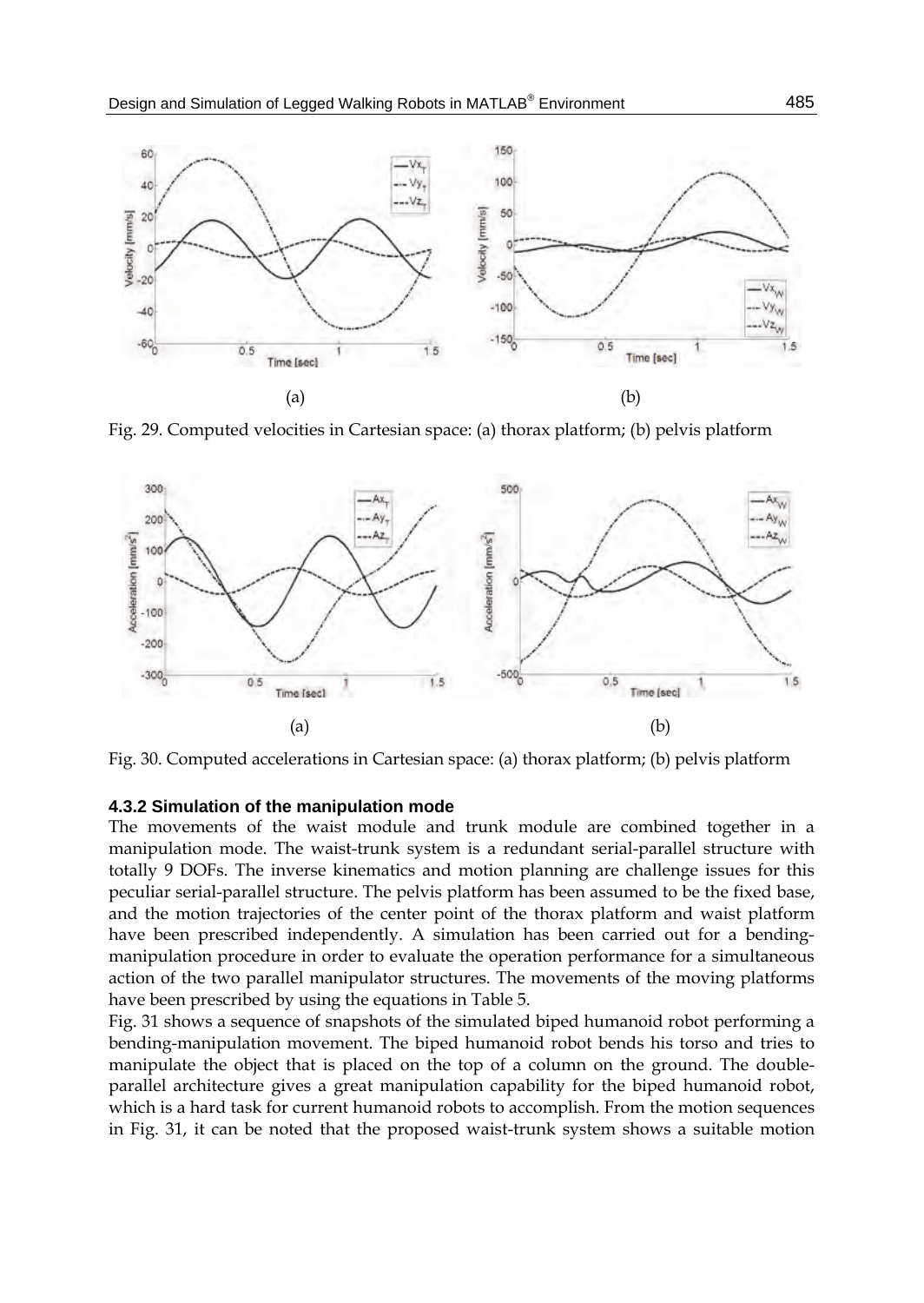Fig. 29. Computed velocities in Cartesian space: (a) thorax platform; (b) pelvis platform

Fig. 30. Computed accelerations in Cartesian space: (a) thorax platform; (b) pelvis platform

#### 4.3.2 Simulation of the manipulation mode

The movements of the waist module and trunk module are combined together in a manipulation mode. The waist-trunk system is a redundant serial-parallel structure with totally 9 DOFs. The inverse kinematics and motion planning are challenge issues for this peculiar serial-parallel structure. The pelvis platform has been assumed to be the fixed base, and the motion trajectories of the center point of the thorax platform and waist platform have been prescribed independently. A simulation has been carried out for a bending-manipulation procedure in order to evaluate the operation performance for a simultaneous action of the two parallel manipulator structures. The movements of the moving platforms have been prescribed by using the equations in Table 5.

Fig. 31 shows a sequence of snapshots of the simulated biped humanoid robot performing a bending-manipulation movement. The biped humanoid robot bends his torso and tries to manipulate the object that is placed on the top of a column on the ground. The double-parallel architecture gives a great manipulation capability for the biped humanoid robot, which is a hard task for current humanoid robots to accomplish. From the motion sequences in Fig. 31, it can be noted that the proposed waist-trunk system shows a suitable motion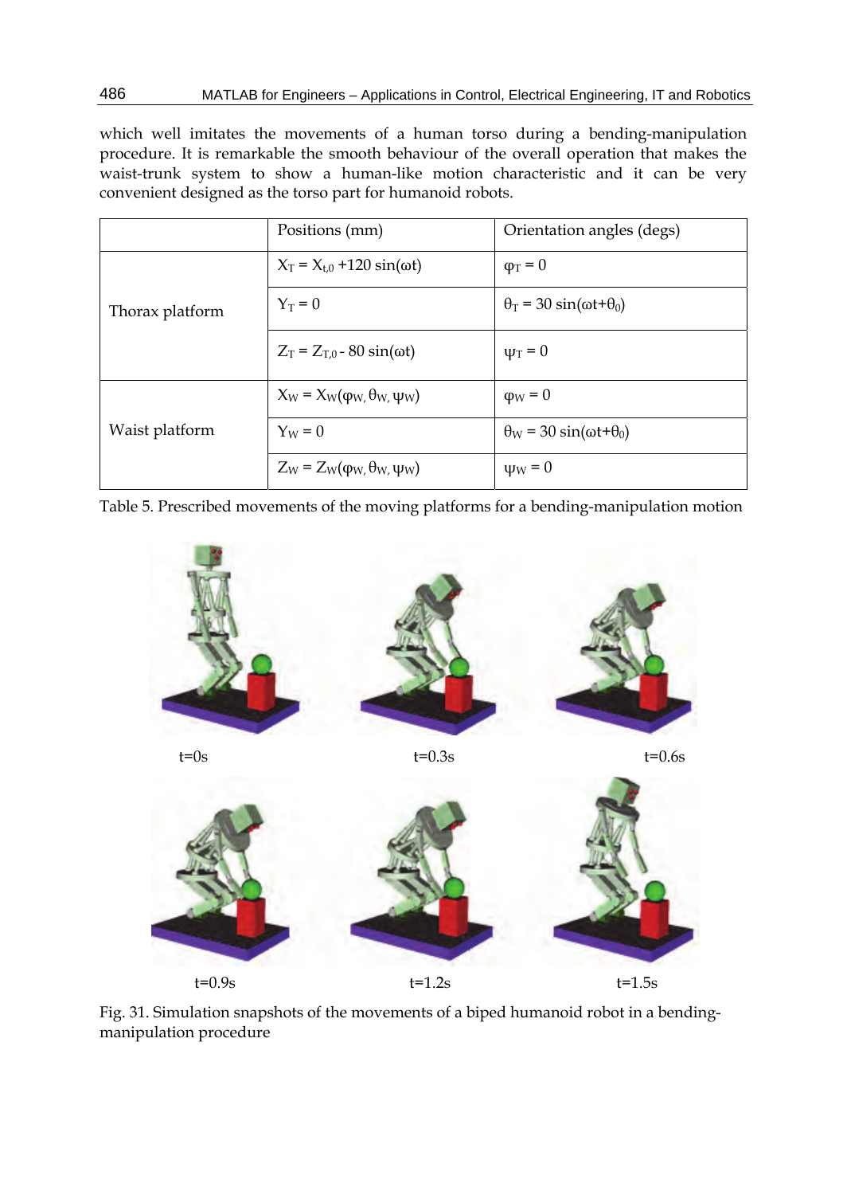which well imitates the movements of a human torso during a bending-manipulation procedure. It is remarkable the smooth behaviour of the overall operation that makes the waist-trunk system to show a human-like motion characteristic and it can be very convenient designed as the torso part for humanoid robots.

| | Positions (mm) | Orientation angles (degs) |
|---|---|---|
| Thorax platform | $X_T = X_{t,0} + 120\sin(\omega t)$ | $\varphi_T = 0$ |
| | $Y_T = 0$ | $\theta_T = 30\sin(\omega t + \theta_0)$ |
| | $Z_T = Z_{T,0} - 80\sin(\omega t)$ | $\psi_T = 0$ |
| Waist platform | $X_W = X_W(\varphi_W, \theta_W, \psi_W)$ | $\varphi_W = 0$ |
| | $Y_W = 0$ | $\theta_W = 30\sin(\omega t + \theta_0)$ |
| | $Z_W = Z_W(\varphi_W, \theta_W, \psi_W)$ | $\psi_W = 0$ |

Table 5. Prescribed movements of the moving platforms for a bending-manipulation motion

t=0s t=0.3s t=0.6s

t=0.9s t=1.2s t=1.5s

Fig. 31. Simulation snapshots of the movements of a biped humanoid robot in a bending-manipulation procedure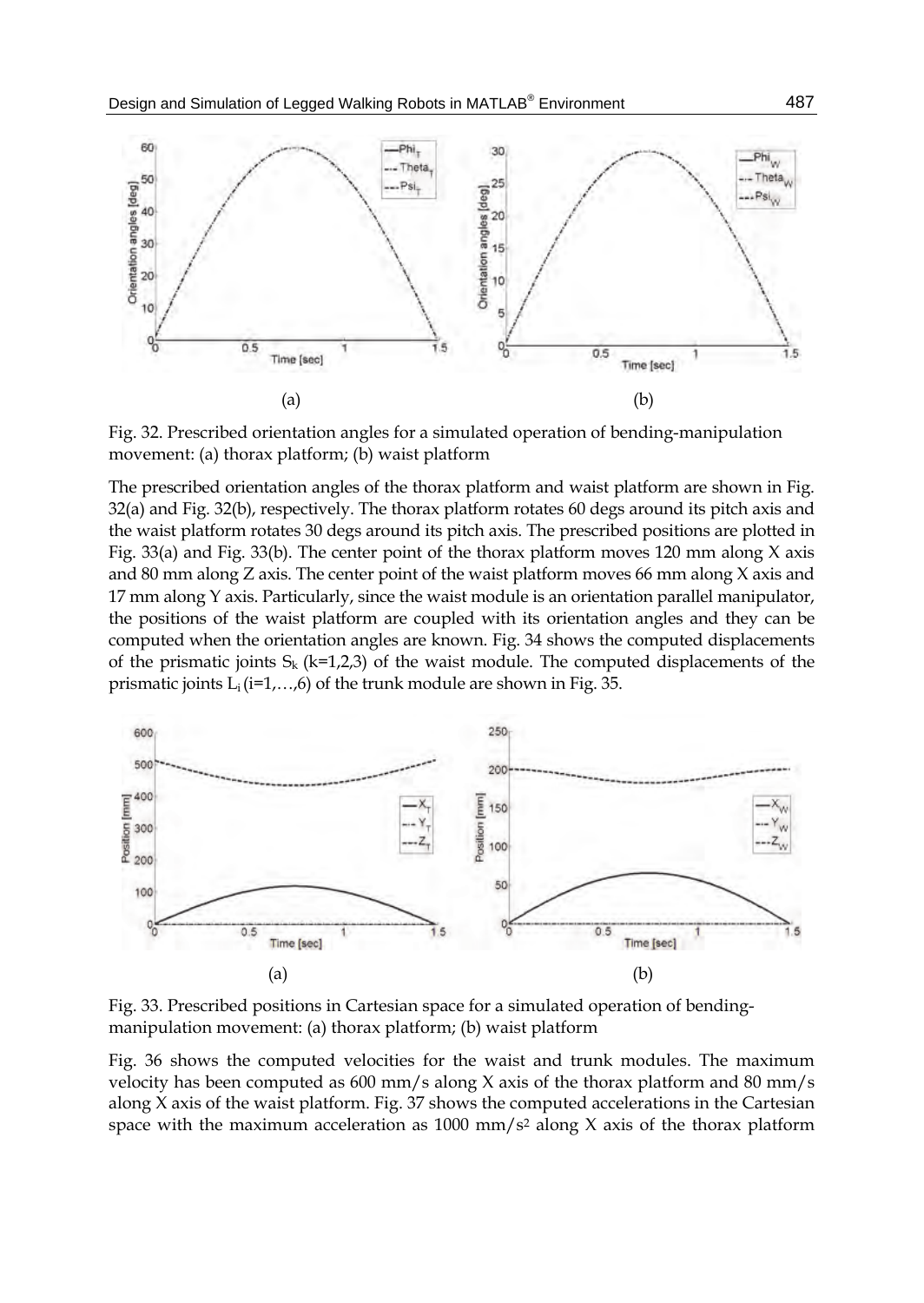(a) (b)

Fig. 32. Prescribed orientation angles for a simulated operation of bending-manipulation movement: (a) thorax platform; (b) waist platform

The prescribed orientation angles of the thorax platform and waist platform are shown in Fig. 32(a) and Fig. 32(b), respectively. The thorax platform rotates 60 degs around its pitch axis and the waist platform rotates 30 degs around its pitch axis. The prescribed positions are plotted in Fig. 33(a) and Fig. 33(b). The center point of the thorax platform moves 120 mm along X axis and 80 mm along Z axis. The center point of the waist platform moves 66 mm along X axis and 17 mm along Y axis. Particularly, since the waist module is an orientation parallel manipulator, the positions of the waist platform are coupled with its orientation angles and they can be computed when the orientation angles are known. Fig. 34 shows the computed displacements of the prismatic joints $S_k$ (k=1,2,3) of the waist module. The computed displacements of the prismatic joints $L_i$ (i=1,…,6) of the trunk module are shown in Fig. 35.

(a) (b)

Fig. 33. Prescribed positions in Cartesian space for a simulated operation of bending-manipulation movement: (a) thorax platform; (b) waist platform

Fig. 36 shows the computed velocities for the waist and trunk modules. The maximum velocity has been computed as 600 mm/s along X axis of the thorax platform and 80 mm/s along X axis of the waist platform. Fig. 37 shows the computed accelerations in the Cartesian space with the maximum acceleration as 1000 mm/s$^2$ along X axis of the thorax platform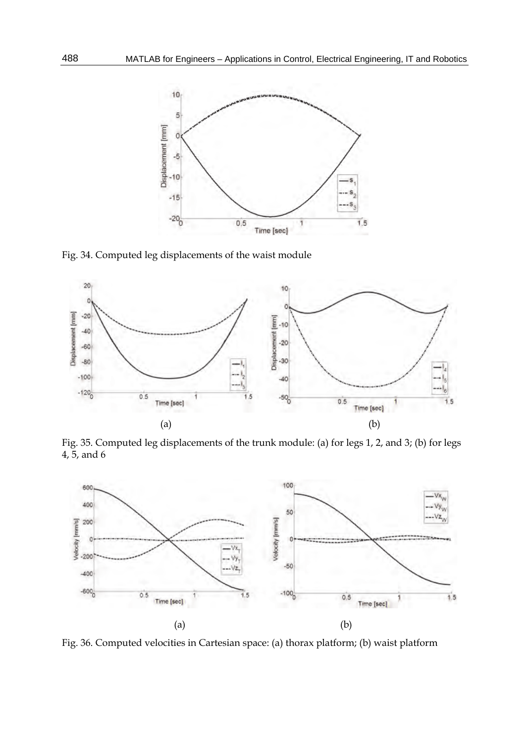Fig. 34. Computed leg displacements of the waist module

(a)

(b)

Fig. 35. Computed leg displacements of the trunk module: (a) for legs 1, 2, and 3; (b) for legs 4, 5, and 6

(a)

(b)

Fig. 36. Computed velocities in Cartesian space: (a) thorax platform; (b) waist platform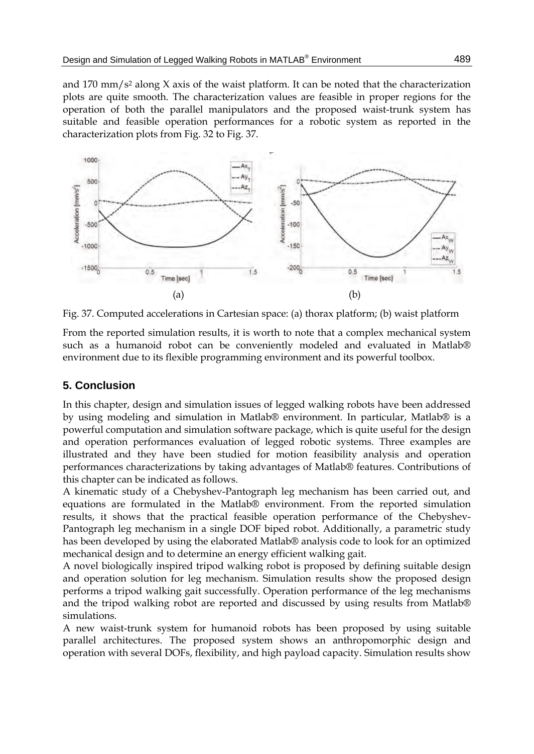and 170 mm/s$^2$ along X axis of the waist platform. It can be noted that the characterization plots are quite smooth. The characterization values are feasible in proper regions for the operation of both the parallel manipulators and the proposed waist-trunk system has suitable and feasible operation performances for a robotic system as reported in the characterization plots from Fig. 32 to Fig. 37.

(a) (b)

Fig. 37. Computed accelerations in Cartesian space: (a) thorax platform; (b) waist platform

From the reported simulation results, it is worth to note that a complex mechanical system such as a humanoid robot can be conveniently modeled and evaluated in Matlab® environment due to its flexible programming environment and its powerful toolbox.

## 5. Conclusion

In this chapter, design and simulation issues of legged walking robots have been addressed by using modeling and simulation in Matlab® environment. In particular, Matlab® is a powerful computation and simulation software package, which is quite useful for the design and operation performances evaluation of legged robotic systems. Three examples are illustrated and they have been studied for motion feasibility analysis and operation performances characterizations by taking advantages of Matlab® features. Contributions of this chapter can be indicated as follows.

A kinematic study of a Chebyshev-Pantograph leg mechanism has been carried out, and equations are formulated in the Matlab® environment. From the reported simulation results, it shows that the practical feasible operation performance of the Chebyshev-Pantograph leg mechanism in a single DOF biped robot. Additionally, a parametric study has been developed by using the elaborated Matlab® analysis code to look for an optimized mechanical design and to determine an energy efficient walking gait.

A novel biologically inspired tripod walking robot is proposed by defining suitable design and operation solution for leg mechanism. Simulation results show the proposed design performs a tripod walking gait successfully. Operation performance of the leg mechanisms and the tripod walking robot are reported and discussed by using results from Matlab® simulations.

A new waist-trunk system for humanoid robots has been proposed by using suitable parallel architectures. The proposed system shows an anthropomorphic design and operation with several DOFs, flexibility, and high payload capacity. Simulation results show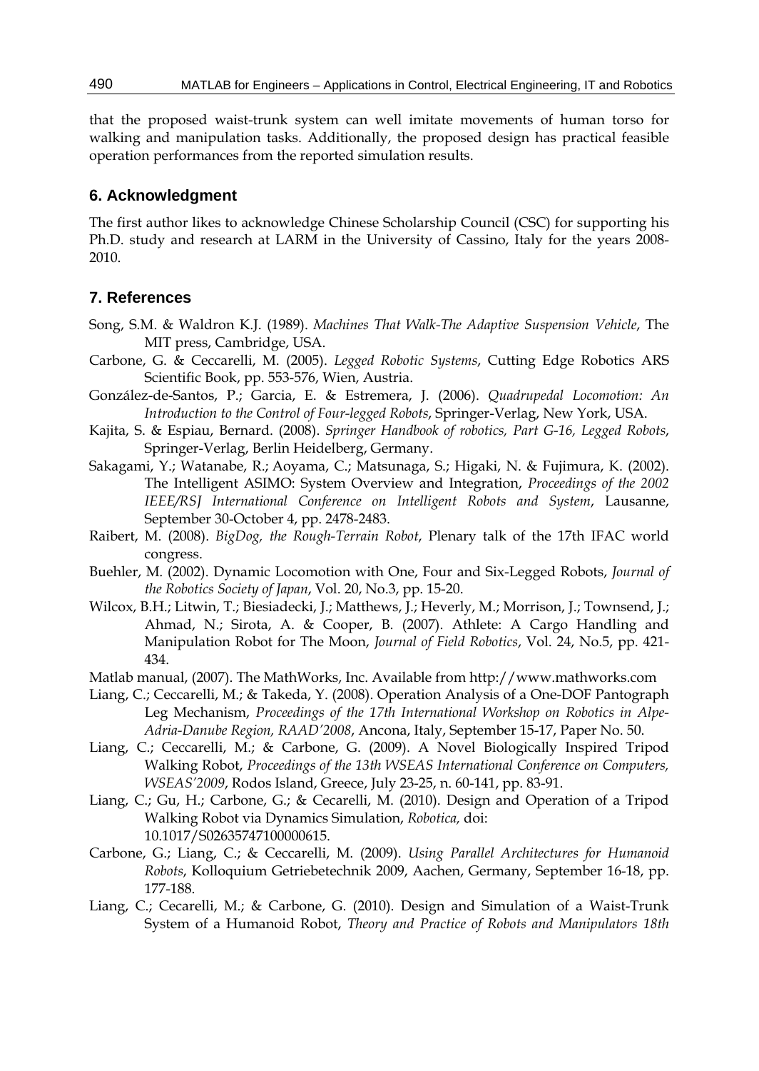that the proposed waist-trunk system can well imitate movements of human torso for walking and manipulation tasks. Additionally, the proposed design has practical feasible operation performances from the reported simulation results.

## 6. Acknowledgment

The first author likes to acknowledge Chinese Scholarship Council (CSC) for supporting his Ph.D. study and research at LARM in the University of Cassino, Italy for the years 2008-2010.

## 7. References

Song, S.M. & Waldron K.J. (1989). *Machines That Walk-The Adaptive Suspension Vehicle*, The MIT press, Cambridge, USA.

Carbone, G. & Ceccarelli, M. (2005). *Legged Robotic Systems*, Cutting Edge Robotics ARS Scientific Book, pp. 553-576, Wien, Austria.

González-de-Santos, P.; Garcia, E. & Estremera, J. (2006). *Quadrupedal Locomotion: An Introduction to the Control of Four-legged Robots*, Springer-Verlag, New York, USA.

Kajita, S. & Espiau, Bernard. (2008). *Springer Handbook of robotics, Part G-16, Legged Robots*, Springer-Verlag, Berlin Heidelberg, Germany.

Sakagami, Y.; Watanabe, R.; Aoyama, C.; Matsunaga, S.; Higaki, N. & Fujimura, K. (2002). The Intelligent ASIMO: System Overview and Integration, *Proceedings of the 2002 IEEE/RSJ International Conference on Intelligent Robots and System*, Lausanne, September 30-October 4, pp. 2478-2483.

Raibert, M. (2008). *BigDog, the Rough-Terrain Robot*, Plenary talk of the 17th IFAC world congress.

Buehler, M. (2002). Dynamic Locomotion with One, Four and Six-Legged Robots, *Journal of the Robotics Society of Japan*, Vol. 20, No.3, pp. 15-20.

Wilcox, B.H.; Litwin, T.; Biesiadecki, J.; Matthews, J.; Heverly, M.; Morrison, J.; Townsend, J.; Ahmad, N.; Sirota, A. & Cooper, B. (2007). Athlete: A Cargo Handling and Manipulation Robot for The Moon, *Journal of Field Robotics*, Vol. 24, No.5, pp. 421-434.

Matlab manual, (2007). The MathWorks, Inc. Available from http://www.mathworks.com

Liang, C.; Ceccarelli, M.; & Takeda, Y. (2008). Operation Analysis of a One-DOF Pantograph Leg Mechanism, *Proceedings of the 17th International Workshop on Robotics in Alpe-Adria-Danube Region, RAAD'2008*, Ancona, Italy, September 15-17, Paper No. 50.

Liang, C.; Ceccarelli, M.; & Carbone, G. (2009). A Novel Biologically Inspired Tripod Walking Robot, *Proceedings of the 13th WSEAS International Conference on Computers, WSEAS'2009*, Rodos Island, Greece, July 23-25, n. 60-141, pp. 83-91.

Liang, C.; Gu, H.; Carbone, G.; & Cecarelli, M. (2010). Design and Operation of a Tripod Walking Robot via Dynamics Simulation, *Robotica,* doi: 10.1017/S02635747100000615.

Carbone, G.; Liang, C.; & Ceccarelli, M. (2009). *Using Parallel Architectures for Humanoid Robots*, Kolloquium Getriebetechnik 2009, Aachen, Germany, September 16-18, pp. 177-188.

Liang, C.; Cecarelli, M.; & Carbone, G. (2010). Design and Simulation of a Waist-Trunk System of a Humanoid Robot, *Theory and Practice of Robots and Manipulators 18th*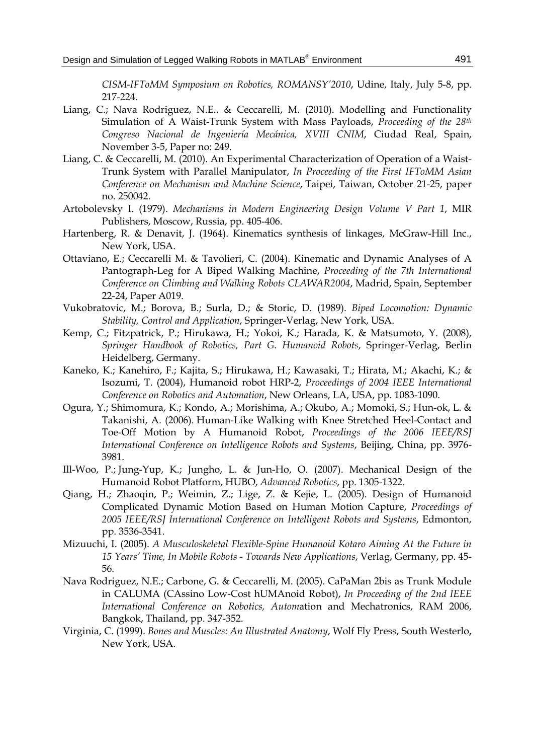*CISM-IFToMM Symposium on Robotics, ROMANSY'2010*, Udine, Italy, July 5-8, pp. 217-224.

Liang, C.; Nava Rodriguez, N.E.. & Ceccarelli, M. (2010). Modelling and Functionality Simulation of A Waist-Trunk System with Mass Payloads, *Proceeding of the 28th Congreso Nacional de Ingeniería Mecánica, XVIII CNIM*, Ciudad Real, Spain, November 3-5, Paper no: 249.

Liang, C. & Ceccarelli, M. (2010). An Experimental Characterization of Operation of a Waist-Trunk System with Parallel Manipulator, *In Proceeding of the First IFToMM Asian Conference on Mechanism and Machine Science*, Taipei, Taiwan, October 21-25, paper no. 250042.

Artobolevsky I. (1979). *Mechanisms in Modern Engineering Design Volume V Part 1*, MIR Publishers, Moscow, Russia, pp. 405-406.

Hartenberg, R. & Denavit, J. (1964). Kinematics synthesis of linkages, McGraw-Hill Inc., New York, USA.

Ottaviano, E.; Ceccarelli M. & Tavolieri, C. (2004). Kinematic and Dynamic Analyses of A Pantograph-Leg for A Biped Walking Machine, *Proceeding of the 7th International Conference on Climbing and Walking Robots CLAWAR2004*, Madrid, Spain, September 22-24, Paper A019.

Vukobratovic, M.; Borova, B.; Surla, D.; & Storic, D. (1989). *Biped Locomotion: Dynamic Stability, Control and Application*, Springer-Verlag, New York, USA.

Kemp, C.; Fitzpatrick, P.; Hirukawa, H.; Yokoi, K.; Harada, K. & Matsumoto, Y. (2008), *Springer Handbook of Robotics, Part G. Humanoid Robots*, Springer-Verlag, Berlin Heidelberg, Germany.

Kaneko, K.; Kanehiro, F.; Kajita, S.; Hirukawa, H.; Kawasaki, T.; Hirata, M.; Akachi, K.; & Isozumi, T. (2004), Humanoid robot HRP-2, *Proceedings of 2004 IEEE International Conference on Robotics and Automation*, New Orleans, LA, USA, pp. 1083-1090.

Ogura, Y.; Shimomura, K.; Kondo, A.; Morishima, A.; Okubo, A.; Momoki, S.; Hun-ok, L. & Takanishi, A. (2006). Human-Like Walking with Knee Stretched Heel-Contact and Toe-Off Motion by A Humanoid Robot, *Proceedings of the 2006 IEEE/RSJ International Conference on Intelligence Robots and Systems*, Beijing, China, pp. 3976-3981.

Ill-Woo, P.; Jung-Yup, K.; Jungho, L. & Jun-Ho, O. (2007). Mechanical Design of the Humanoid Robot Platform, HUBO, *Advanced Robotics*, pp. 1305-1322.

Qiang, H.; Zhaoqin, P.; Weimin, Z.; Lige, Z. & Kejie, L. (2005). Design of Humanoid Complicated Dynamic Motion Based on Human Motion Capture, *Proceedings of 2005 IEEE/RSJ International Conference on Intelligent Robots and Systems*, Edmonton, pp. 3536-3541.

Mizuuchi, I. (2005). *A Musculoskeletal Flexible-Spine Humanoid Kotaro Aiming At the Future in 15 Years' Time, In Mobile Robots - Towards New Applications*, Verlag, Germany, pp. 45-56.

Nava Rodriguez, N.E.; Carbone, G. & Ceccarelli, M. (2005). CaPaMan 2bis as Trunk Module in CALUMA (CAssino Low-Cost hUMAnoid Robot), *In Proceeding of the 2nd IEEE International Conference on Robotics, Autom*ation and Mechatronics, RAM 2006, Bangkok, Thailand, pp. 347-352.

Virginia, C. (1999). *Bones and Muscles: An Illustrated Anatomy*, Wolf Fly Press, South Westerlo, New York, USA.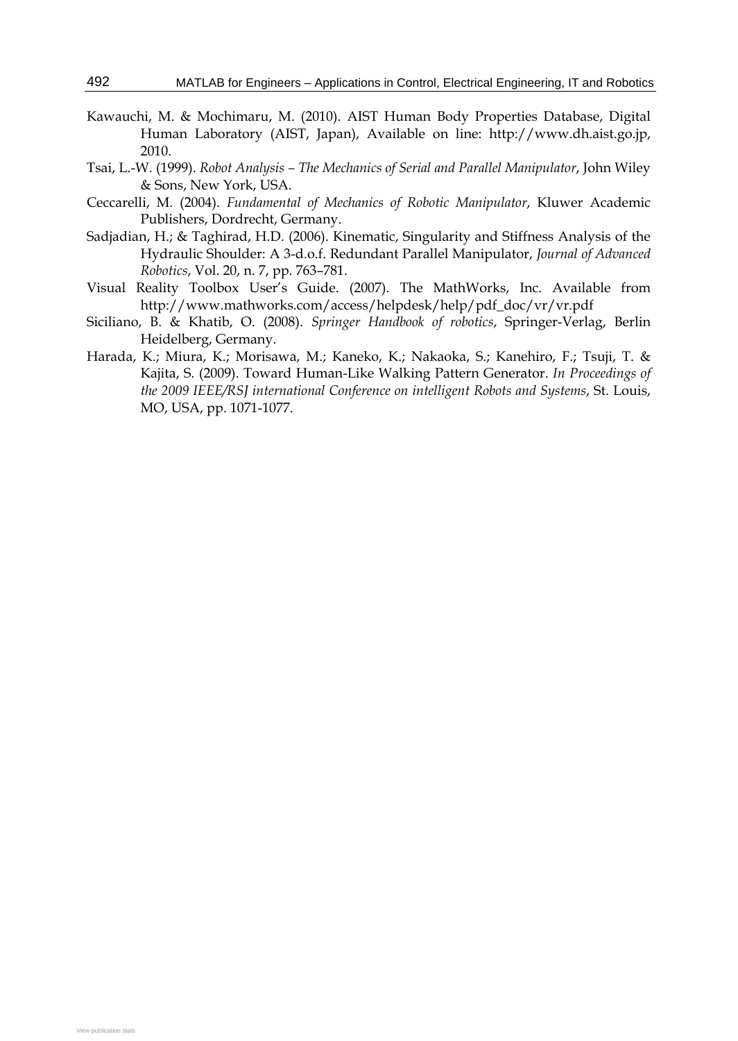Kawauchi, M. & Mochimaru, M. (2010). AIST Human Body Properties Database, Digital Human Laboratory (AIST, Japan), Available on line: http://www.dh.aist.go.jp, 2010.

Tsai, L.-W. (1999). *Robot Analysis – The Mechanics of Serial and Parallel Manipulator*, John Wiley & Sons, New York, USA.

Ceccarelli, M. (2004). *Fundamental of Mechanics of Robotic Manipulator*, Kluwer Academic Publishers, Dordrecht, Germany.

Sadjadian, H.; & Taghirad, H.D. (2006). Kinematic, Singularity and Stiffness Analysis of the Hydraulic Shoulder: A 3-d.o.f. Redundant Parallel Manipulator, *Journal of Advanced Robotics*, Vol. 20, n. 7, pp. 763–781.

Visual Reality Toolbox User's Guide. (2007). The MathWorks, Inc. Available from http://www.mathworks.com/access/helpdesk/help/pdf_doc/vr/vr.pdf

Siciliano, B. & Khatib, O. (2008). *Springer Handbook of robotics*, Springer-Verlag, Berlin Heidelberg, Germany.

Harada, K.; Miura, K.; Morisawa, M.; Kaneko, K.; Nakaoka, S.; Kanehiro, F.; Tsuji, T. & Kajita, S. (2009). Toward Human-Like Walking Pattern Generator. *In Proceedings of the 2009 IEEE/RSJ international Conference on intelligent Robots and Systems*, St. Louis, MO, USA, pp. 1071-1077.